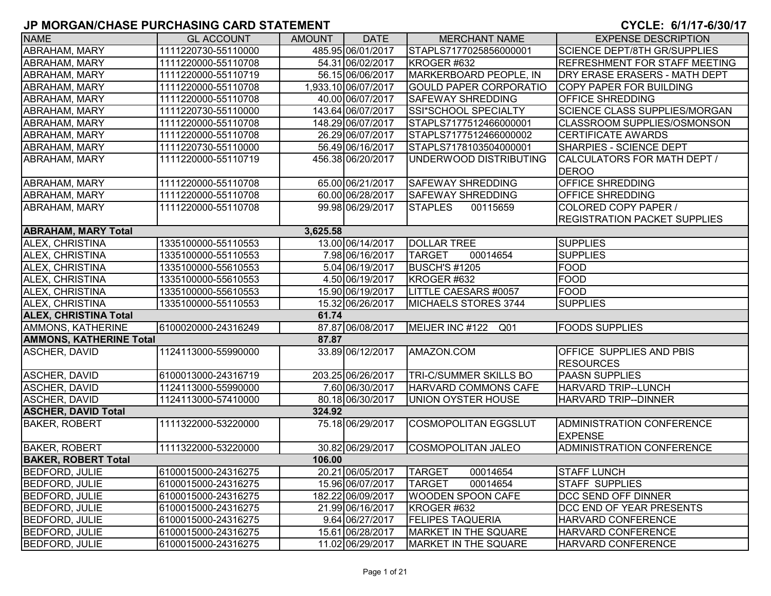# JP MORGAN/CHASE PURCHASING CARD STATEMENT

**CYCLE: 6/1/17-6/30/17**

| NAME | GL ACCOUNT | AMOUNT | DATE | MERCHANT NAME | EXPENSE DESCRIPTION |
|---|---|---|---|---|---|
| ABRAHAM, MARY | 1111220730-55110000 | 485.95 | 06/01/2017 | STAPLS7177025856000001 | SCIENCE DEPT/8TH GR/SUPPLIES |
| ABRAHAM, MARY | 1111220000-55110708 | 54.31 | 06/02/2017 | KROGER #632 | REFRESHMENT FOR STAFF MEETING |
| ABRAHAM, MARY | 1111220000-55110719 | 56.15 | 06/06/2017 | MARKERBOARD PEOPLE, IN | DRY ERASE ERASERS - MATH DEPT |
| ABRAHAM, MARY | 1111220000-55110708 | 1,933.10 | 06/07/2017 | GOULD PAPER CORPORATIO | COPY PAPER FOR BUILDING |
| ABRAHAM, MARY | 1111220000-55110708 | 40.00 | 06/07/2017 | SAFEWAY SHREDDING | OFFICE SHREDDING |
| ABRAHAM, MARY | 1111220730-55110000 | 143.64 | 06/07/2017 | SSI*SCHOOL SPECIALTY | SCIENCE CLASS SUPPLIES/MORGAN |
| ABRAHAM, MARY | 1111220000-55110708 | 148.29 | 06/07/2017 | STAPLS7177512466000001 | CLASSROOM SUPPLIES/OSMONSON |
| ABRAHAM, MARY | 1111220000-55110708 | 26.29 | 06/07/2017 | STAPLS7177512466000002 | CERTIFICATE AWARDS |
| ABRAHAM, MARY | 1111220730-55110000 | 56.49 | 06/16/2017 | STAPLS7178103504000001 | SHARPIES - SCIENCE DEPT |
| ABRAHAM, MARY | 1111220000-55110719 | 456.38 | 06/20/2017 | UNDERWOOD DISTRIBUTING | CALCULATORS FOR MATH DEPT / DEROO |
| ABRAHAM, MARY | 1111220000-55110708 | 65.00 | 06/21/2017 | SAFEWAY SHREDDING | OFFICE SHREDDING |
| ABRAHAM, MARY | 1111220000-55110708 | 60.00 | 06/28/2017 | SAFEWAY SHREDDING | OFFICE SHREDDING |
| ABRAHAM, MARY | 1111220000-55110708 | 99.98 | 06/29/2017 | STAPLES 00115659 | COLORED COPY PAPER / REGISTRATION PACKET SUPPLIES |
| **ABRAHAM, MARY Total** | | **3,625.58** | | | |
| ALEX, CHRISTINA | 1335100000-55110553 | 13.00 | 06/14/2017 | DOLLAR TREE | SUPPLIES |
| ALEX, CHRISTINA | 1335100000-55110553 | 7.98 | 06/16/2017 | TARGET 00014654 | SUPPLIES |
| ALEX, CHRISTINA | 1335100000-55610553 | 5.04 | 06/19/2017 | BUSCH'S #1205 | FOOD |
| ALEX, CHRISTINA | 1335100000-55610553 | 4.50 | 06/19/2017 | KROGER #632 | FOOD |
| ALEX, CHRISTINA | 1335100000-55610553 | 15.90 | 06/19/2017 | LITTLE CAESARS #0057 | FOOD |
| ALEX, CHRISTINA | 1335100000-55110553 | 15.32 | 06/26/2017 | MICHAELS STORES 3744 | SUPPLIES |
| **ALEX, CHRISTINA Total** | | **61.74** | | | |
| AMMONS, KATHERINE | 6100020000-24316249 | 87.87 | 06/08/2017 | MEIJER INC #122 Q01 | FOODS SUPPLIES |
| **AMMONS, KATHERINE Total** | | **87.87** | | | |
| ASCHER, DAVID | 1124113000-55990000 | 33.89 | 06/12/2017 | AMAZON.COM | OFFICE SUPPLIES AND PBIS RESOURCES |
| ASCHER, DAVID | 6100013000-24316719 | 203.25 | 06/26/2017 | TRI-C/SUMMER SKILLS BO | PAASN SUPPLIES |
| ASCHER, DAVID | 1124113000-55990000 | 7.60 | 06/30/2017 | HARVARD COMMONS CAFE | HARVARD TRIP--LUNCH |
| ASCHER, DAVID | 1124113000-57410000 | 80.18 | 06/30/2017 | UNION OYSTER HOUSE | HARVARD TRIP--DINNER |
| **ASCHER, DAVID Total** | | **324.92** | | | |
| BAKER, ROBERT | 1111322000-53220000 | 75.18 | 06/29/2017 | COSMOPOLITAN EGGSLUT | ADMINISTRATION CONFERENCE EXPENSE |
| BAKER, ROBERT | 1111322000-53220000 | 30.82 | 06/29/2017 | COSMOPOLITAN JALEO | ADMINISTRATION CONFERENCE |
| **BAKER, ROBERT Total** | | **106.00** | | | |
| BEDFORD, JULIE | 6100015000-24316275 | 20.21 | 06/05/2017 | TARGET 00014654 | STAFF LUNCH |
| BEDFORD, JULIE | 6100015000-24316275 | 15.96 | 06/07/2017 | TARGET 00014654 | STAFF SUPPLIES |
| BEDFORD, JULIE | 6100015000-24316275 | 182.22 | 06/09/2017 | WOODEN SPOON CAFE | DCC SEND OFF DINNER |
| BEDFORD, JULIE | 6100015000-24316275 | 21.99 | 06/16/2017 | KROGER #632 | DCC END OF YEAR PRESENTS |
| BEDFORD, JULIE | 6100015000-24316275 | 9.64 | 06/27/2017 | FELIPES TAQUERIA | HARVARD CONFERENCE |
| BEDFORD, JULIE | 6100015000-24316275 | 15.61 | 06/28/2017 | MARKET IN THE SQUARE | HARVARD CONFERENCE |
| BEDFORD, JULIE | 6100015000-24316275 | 11.02 | 06/29/2017 | MARKET IN THE SQUARE | HARVARD CONFERENCE |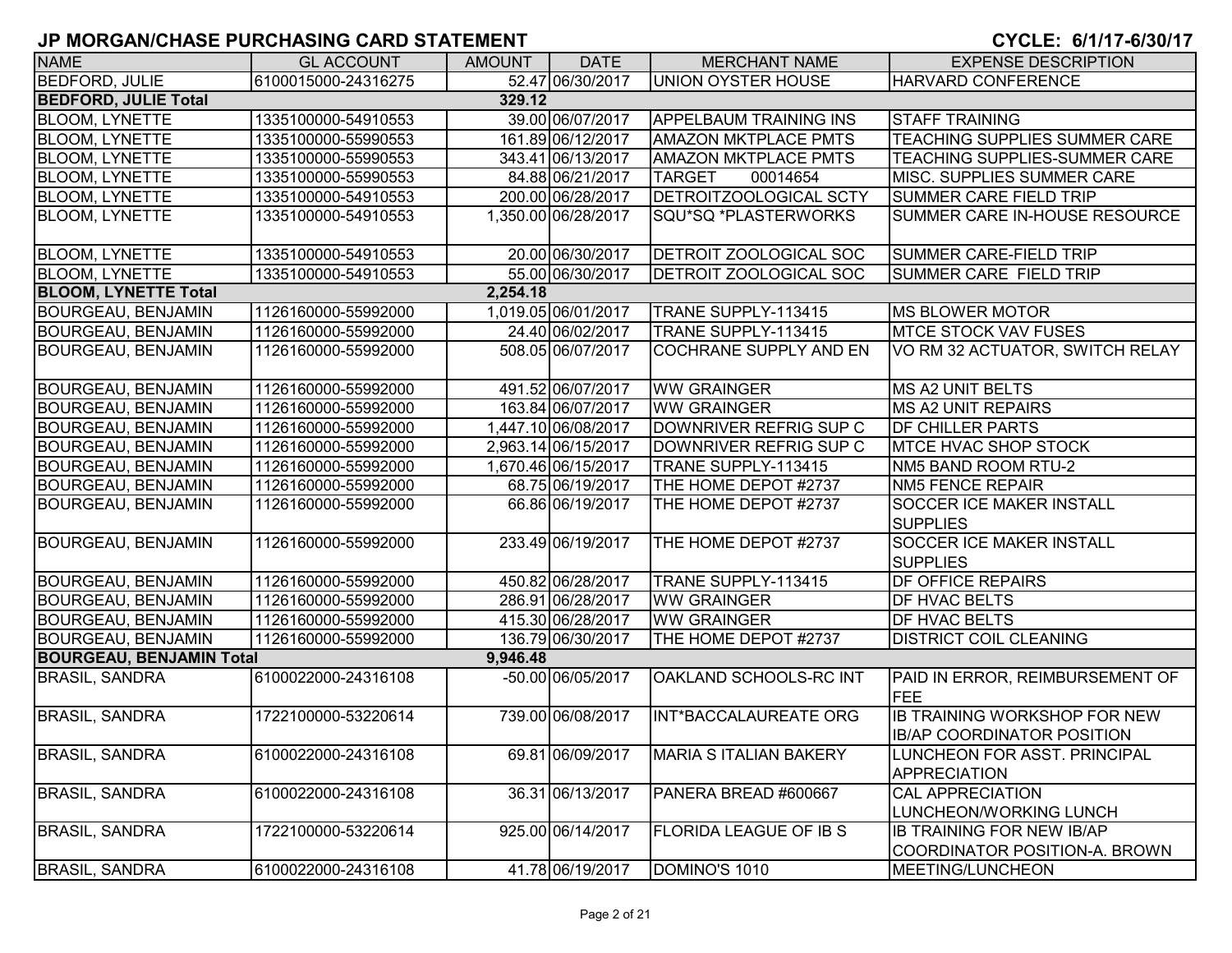# JP MORGAN/CHASE PURCHASING CARD STATEMENT

**CYCLE: 6/1/17-6/30/17**

| NAME | GL ACCOUNT | AMOUNT | DATE | MERCHANT NAME | EXPENSE DESCRIPTION |
|---|---|---|---|---|---|
| BEDFORD, JULIE | 6100015000-24316275 | 52.47 | 06/30/2017 | UNION OYSTER HOUSE | HARVARD CONFERENCE |
| **BEDFORD, JULIE Total** | | **329.12** | | | |
| BLOOM, LYNETTE | 1335100000-54910553 | 39.00 | 06/07/2017 | APPELBAUM TRAINING INS | STAFF TRAINING |
| BLOOM, LYNETTE | 1335100000-55990553 | 161.89 | 06/12/2017 | AMAZON MKTPLACE PMTS | TEACHING SUPPLIES SUMMER CARE |
| BLOOM, LYNETTE | 1335100000-55990553 | 343.41 | 06/13/2017 | AMAZON MKTPLACE PMTS | TEACHING SUPPLIES-SUMMER CARE |
| BLOOM, LYNETTE | 1335100000-55990553 | 84.88 | 06/21/2017 | TARGET 00014654 | MISC. SUPPLIES SUMMER CARE |
| BLOOM, LYNETTE | 1335100000-54910553 | 200.00 | 06/28/2017 | DETROITZOOLOGICAL SCTY | SUMMER CARE FIELD TRIP |
| BLOOM, LYNETTE | 1335100000-54910553 | 1,350.00 | 06/28/2017 | SQU*SQ *PLASTERWORKS | SUMMER CARE IN-HOUSE RESOURCE |
| BLOOM, LYNETTE | 1335100000-54910553 | 20.00 | 06/30/2017 | DETROIT ZOOLOGICAL SOC | SUMMER CARE-FIELD TRIP |
| BLOOM, LYNETTE | 1335100000-54910553 | 55.00 | 06/30/2017 | DETROIT ZOOLOGICAL SOC | SUMMER CARE FIELD TRIP |
| **BLOOM, LYNETTE Total** | | **2,254.18** | | | |
| BOURGEAU, BENJAMIN | 1126160000-55992000 | 1,019.05 | 06/01/2017 | TRANE SUPPLY-113415 | MS BLOWER MOTOR |
| BOURGEAU, BENJAMIN | 1126160000-55992000 | 24.40 | 06/02/2017 | TRANE SUPPLY-113415 | MTCE STOCK VAV FUSES |
| BOURGEAU, BENJAMIN | 1126160000-55992000 | 508.05 | 06/07/2017 | COCHRANE SUPPLY AND EN | VO RM 32 ACTUATOR, SWITCH RELAY |
| BOURGEAU, BENJAMIN | 1126160000-55992000 | 491.52 | 06/07/2017 | WW GRAINGER | MS A2 UNIT BELTS |
| BOURGEAU, BENJAMIN | 1126160000-55992000 | 163.84 | 06/07/2017 | WW GRAINGER | MS A2 UNIT REPAIRS |
| BOURGEAU, BENJAMIN | 1126160000-55992000 | 1,447.10 | 06/08/2017 | DOWNRIVER REFRIG SUP C | DF CHILLER PARTS |
| BOURGEAU, BENJAMIN | 1126160000-55992000 | 2,963.14 | 06/15/2017 | DOWNRIVER REFRIG SUP C | MTCE HVAC SHOP STOCK |
| BOURGEAU, BENJAMIN | 1126160000-55992000 | 1,670.46 | 06/15/2017 | TRANE SUPPLY-113415 | NM5 BAND ROOM RTU-2 |
| BOURGEAU, BENJAMIN | 1126160000-55992000 | 68.75 | 06/19/2017 | THE HOME DEPOT #2737 | NM5 FENCE REPAIR |
| BOURGEAU, BENJAMIN | 1126160000-55992000 | 66.86 | 06/19/2017 | THE HOME DEPOT #2737 | SOCCER ICE MAKER INSTALL SUPPLIES |
| BOURGEAU, BENJAMIN | 1126160000-55992000 | 233.49 | 06/19/2017 | THE HOME DEPOT #2737 | SOCCER ICE MAKER INSTALL SUPPLIES |
| BOURGEAU, BENJAMIN | 1126160000-55992000 | 450.82 | 06/28/2017 | TRANE SUPPLY-113415 | DF OFFICE REPAIRS |
| BOURGEAU, BENJAMIN | 1126160000-55992000 | 286.91 | 06/28/2017 | WW GRAINGER | DF HVAC BELTS |
| BOURGEAU, BENJAMIN | 1126160000-55992000 | 415.30 | 06/28/2017 | WW GRAINGER | DF HVAC BELTS |
| BOURGEAU, BENJAMIN | 1126160000-55992000 | 136.79 | 06/30/2017 | THE HOME DEPOT #2737 | DISTRICT COIL CLEANING |
| **BOURGEAU, BENJAMIN Total** | | **9,946.48** | | | |
| BRASIL, SANDRA | 6100022000-24316108 | -50.00 | 06/05/2017 | OAKLAND SCHOOLS-RC INT | PAID IN ERROR, REIMBURSEMENT OF FEE |
| BRASIL, SANDRA | 1722100000-53220614 | 739.00 | 06/08/2017 | INT*BACCALAUREATE ORG | IB TRAINING WORKSHOP FOR NEW IB/AP COORDINATOR POSITION |
| BRASIL, SANDRA | 6100022000-24316108 | 69.81 | 06/09/2017 | MARIA S ITALIAN BAKERY | LUNCHEON FOR ASST. PRINCIPAL APPRECIATION |
| BRASIL, SANDRA | 6100022000-24316108 | 36.31 | 06/13/2017 | PANERA BREAD #600667 | CAL APPRECIATION LUNCHEON/WORKING LUNCH |
| BRASIL, SANDRA | 1722100000-53220614 | 925.00 | 06/14/2017 | FLORIDA LEAGUE OF IB S | IB TRAINING FOR NEW IB/AP COORDINATOR POSITION-A. BROWN |
| BRASIL, SANDRA | 6100022000-24316108 | 41.78 | 06/19/2017 | DOMINO'S 1010 | MEETING/LUNCHEON |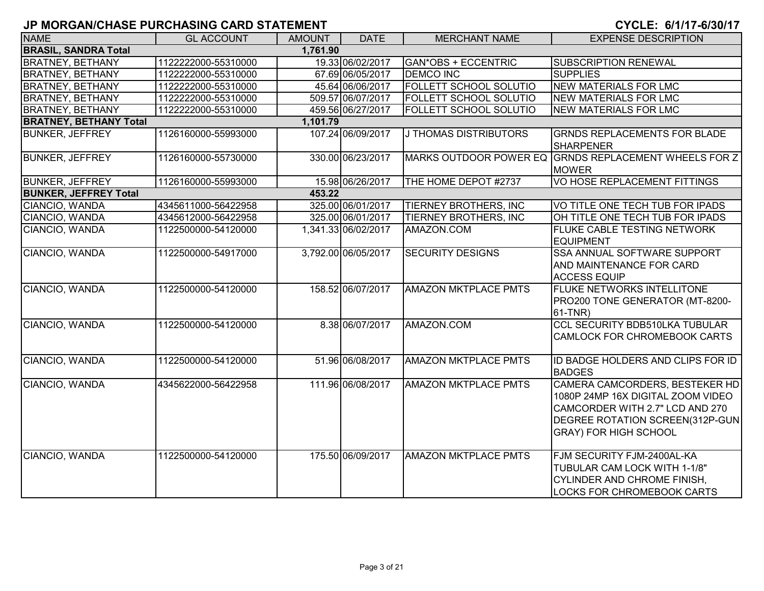# JP MORGAN/CHASE PURCHASING CARD STATEMENT

**CYCLE: 6/1/17-6/30/17**

| NAME | GL ACCOUNT | AMOUNT | DATE | MERCHANT NAME | EXPENSE DESCRIPTION |
|---|---|---|---|---|---|
| **BRASIL, SANDRA Total** | | **1,761.90** | | | |
| BRATNEY, BETHANY | 1122222000-55310000 | 19.33 | 06/02/2017 | GAN*OBS + ECCENTRIC | SUBSCRIPTION RENEWAL |
| BRATNEY, BETHANY | 1122222000-55310000 | 67.69 | 06/05/2017 | DEMCO INC | SUPPLIES |
| BRATNEY, BETHANY | 1122222000-55310000 | 45.64 | 06/06/2017 | FOLLETT SCHOOL SOLUTIO | NEW MATERIALS FOR LMC |
| BRATNEY, BETHANY | 1122222000-55310000 | 509.57 | 06/07/2017 | FOLLETT SCHOOL SOLUTIO | NEW MATERIALS FOR LMC |
| BRATNEY, BETHANY | 1122222000-55310000 | 459.56 | 06/27/2017 | FOLLETT SCHOOL SOLUTIO | NEW MATERIALS FOR LMC |
| **BRATNEY, BETHANY Total** | | **1,101.79** | | | |
| BUNKER, JEFFREY | 1126160000-55993000 | 107.24 | 06/09/2017 | J THOMAS DISTRIBUTORS | GRNDS REPLACEMENTS FOR BLADE SHARPENER |
| BUNKER, JEFFREY | 1126160000-55730000 | 330.00 | 06/23/2017 | MARKS OUTDOOR POWER EQ | GRNDS REPLACEMENT WHEELS FOR Z MOWER |
| BUNKER, JEFFREY | 1126160000-55993000 | 15.98 | 06/26/2017 | THE HOME DEPOT #2737 | VO HOSE REPLACEMENT FITTINGS |
| **BUNKER, JEFFREY Total** | | **453.22** | | | |
| CIANCIO, WANDA | 4345611000-56422958 | 325.00 | 06/01/2017 | TIERNEY BROTHERS, INC | VO TITLE ONE TECH TUB FOR IPADS |
| CIANCIO, WANDA | 4345612000-56422958 | 325.00 | 06/01/2017 | TIERNEY BROTHERS, INC | OH TITLE ONE TECH TUB FOR IPADS |
| CIANCIO, WANDA | 1122500000-54120000 | 1,341.33 | 06/02/2017 | AMAZON.COM | FLUKE CABLE TESTING NETWORK EQUIPMENT |
| CIANCIO, WANDA | 1122500000-54917000 | 3,792.00 | 06/05/2017 | SECURITY DESIGNS | SSA ANNUAL SOFTWARE SUPPORT AND MAINTENANCE FOR CARD ACCESS EQUIP |
| CIANCIO, WANDA | 1122500000-54120000 | 158.52 | 06/07/2017 | AMAZON MKTPLACE PMTS | FLUKE NETWORKS INTELLITONE PRO200 TONE GENERATOR (MT-8200-61-TNR) |
| CIANCIO, WANDA | 1122500000-54120000 | 8.38 | 06/07/2017 | AMAZON.COM | CCL SECURITY BDB510LKA TUBULAR CAMLOCK FOR CHROMEBOOK CARTS |
| CIANCIO, WANDA | 1122500000-54120000 | 51.96 | 06/08/2017 | AMAZON MKTPLACE PMTS | ID BADGE HOLDERS AND CLIPS FOR ID BADGES |
| CIANCIO, WANDA | 4345622000-56422958 | 111.96 | 06/08/2017 | AMAZON MKTPLACE PMTS | CAMERA CAMCORDERS, BESTEKER HD 1080P 24MP 16X DIGITAL ZOOM VIDEO CAMCORDER WITH 2.7" LCD AND 270 DEGREE ROTATION SCREEN(312P-GUN GRAY) FOR HIGH SCHOOL |
| CIANCIO, WANDA | 1122500000-54120000 | 175.50 | 06/09/2017 | AMAZON MKTPLACE PMTS | FJM SECURITY FJM-2400AL-KA TUBULAR CAM LOCK WITH 1-1/8" CYLINDER AND CHROME FINISH, LOCKS FOR CHROMEBOOK CARTS |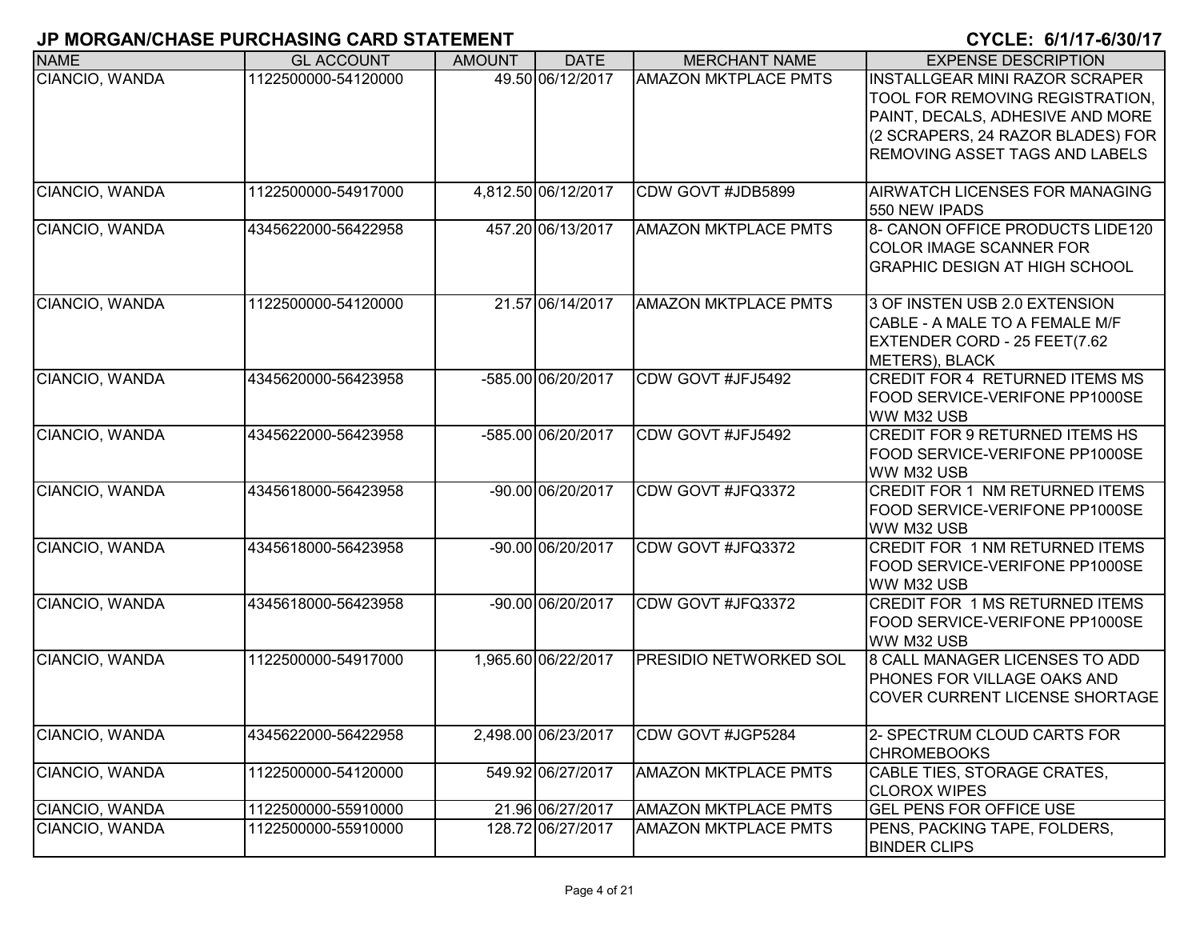## JP MORGAN/CHASE PURCHASING CARD STATEMENT

**CYCLE: 6/1/17-6/30/17**

| NAME | GL ACCOUNT | AMOUNT | DATE | MERCHANT NAME | EXPENSE DESCRIPTION |
|---|---|---|---|---|---|
| CIANCIO, WANDA | 1122500000-54120000 | 49.50 | 06/12/2017 | AMAZON MKTPLACE PMTS | INSTALLGEAR MINI RAZOR SCRAPER TOOL FOR REMOVING REGISTRATION, PAINT, DECALS, ADHESIVE AND MORE (2 SCRAPERS, 24 RAZOR BLADES) FOR REMOVING ASSET TAGS AND LABELS |
| CIANCIO, WANDA | 1122500000-54917000 | 4,812.50 | 06/12/2017 | CDW GOVT #JDB5899 | AIRWATCH LICENSES FOR MANAGING 550 NEW IPADS |
| CIANCIO, WANDA | 4345622000-56422958 | 457.20 | 06/13/2017 | AMAZON MKTPLACE PMTS | 8- CANON OFFICE PRODUCTS LIDE120 COLOR IMAGE SCANNER FOR GRAPHIC DESIGN AT HIGH SCHOOL |
| CIANCIO, WANDA | 1122500000-54120000 | 21.57 | 06/14/2017 | AMAZON MKTPLACE PMTS | 3 OF INSTEN USB 2.0 EXTENSION CABLE - A MALE TO A FEMALE M/F EXTENDER CORD - 25 FEET(7.62 METERS), BLACK |
| CIANCIO, WANDA | 4345620000-56423958 | -585.00 | 06/20/2017 | CDW GOVT #JFJ5492 | CREDIT FOR 4 RETURNED ITEMS MS FOOD SERVICE-VERIFONE PP1000SE WW M32 USB |
| CIANCIO, WANDA | 4345622000-56423958 | -585.00 | 06/20/2017 | CDW GOVT #JFJ5492 | CREDIT FOR 9 RETURNED ITEMS HS FOOD SERVICE-VERIFONE PP1000SE WW M32 USB |
| CIANCIO, WANDA | 4345618000-56423958 | -90.00 | 06/20/2017 | CDW GOVT #JFQ3372 | CREDIT FOR 1 NM RETURNED ITEMS FOOD SERVICE-VERIFONE PP1000SE WW M32 USB |
| CIANCIO, WANDA | 4345618000-56423958 | -90.00 | 06/20/2017 | CDW GOVT #JFQ3372 | CREDIT FOR 1 NM RETURNED ITEMS FOOD SERVICE-VERIFONE PP1000SE WW M32 USB |
| CIANCIO, WANDA | 4345618000-56423958 | -90.00 | 06/20/2017 | CDW GOVT #JFQ3372 | CREDIT FOR 1 MS RETURNED ITEMS FOOD SERVICE-VERIFONE PP1000SE WW M32 USB |
| CIANCIO, WANDA | 1122500000-54917000 | 1,965.60 | 06/22/2017 | PRESIDIO NETWORKED SOL | 8 CALL MANAGER LICENSES TO ADD PHONES FOR VILLAGE OAKS AND COVER CURRENT LICENSE SHORTAGE |
| CIANCIO, WANDA | 4345622000-56422958 | 2,498.00 | 06/23/2017 | CDW GOVT #JGP5284 | 2- SPECTRUM CLOUD CARTS FOR CHROMEBOOKS |
| CIANCIO, WANDA | 1122500000-54120000 | 549.92 | 06/27/2017 | AMAZON MKTPLACE PMTS | CABLE TIES, STORAGE CRATES, CLOROX WIPES |
| CIANCIO, WANDA | 1122500000-55910000 | 21.96 | 06/27/2017 | AMAZON MKTPLACE PMTS | GEL PENS FOR OFFICE USE |
| CIANCIO, WANDA | 1122500000-55910000 | 128.72 | 06/27/2017 | AMAZON MKTPLACE PMTS | PENS, PACKING TAPE, FOLDERS, BINDER CLIPS |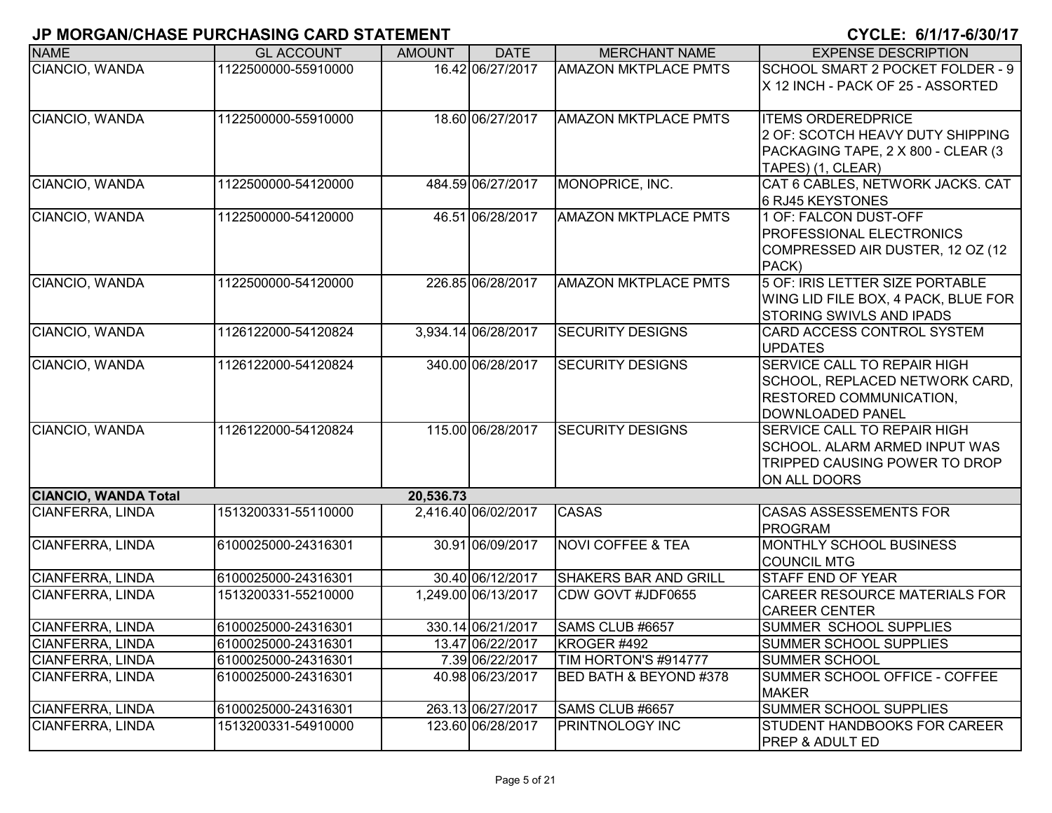## JP MORGAN/CHASE PURCHASING CARD STATEMENT

**CYCLE: 6/1/17-6/30/17**

| NAME | GL ACCOUNT | AMOUNT | DATE | MERCHANT NAME | EXPENSE DESCRIPTION |
|---|---|---|---|---|---|
| CIANCIO, WANDA | 1122500000-55910000 | 16.42 | 06/27/2017 | AMAZON MKTPLACE PMTS | SCHOOL SMART 2 POCKET FOLDER - 9 X 12 INCH - PACK OF 25 - ASSORTED |
| CIANCIO, WANDA | 1122500000-55910000 | 18.60 | 06/27/2017 | AMAZON MKTPLACE PMTS | ITEMS ORDEREDPRICE 2 OF: SCOTCH HEAVY DUTY SHIPPING PACKAGING TAPE, 2 X 800 - CLEAR (3 TAPES) (1, CLEAR) |
| CIANCIO, WANDA | 1122500000-54120000 | 484.59 | 06/27/2017 | MONOPRICE, INC. | CAT 6 CABLES, NETWORK JACKS. CAT 6 RJ45 KEYSTONES |
| CIANCIO, WANDA | 1122500000-54120000 | 46.51 | 06/28/2017 | AMAZON MKTPLACE PMTS | 1 OF: FALCON DUST-OFF PROFESSIONAL ELECTRONICS COMPRESSED AIR DUSTER, 12 OZ (12 PACK) |
| CIANCIO, WANDA | 1122500000-54120000 | 226.85 | 06/28/2017 | AMAZON MKTPLACE PMTS | 5 OF: IRIS LETTER SIZE PORTABLE WING LID FILE BOX, 4 PACK, BLUE FOR STORING SWIVLS AND IPADS |
| CIANCIO, WANDA | 1126122000-54120824 | 3,934.14 | 06/28/2017 | SECURITY DESIGNS | CARD ACCESS CONTROL SYSTEM UPDATES |
| CIANCIO, WANDA | 1126122000-54120824 | 340.00 | 06/28/2017 | SECURITY DESIGNS | SERVICE CALL TO REPAIR HIGH SCHOOL, REPLACED NETWORK CARD, RESTORED COMMUNICATION, DOWNLOADED PANEL |
| CIANCIO, WANDA | 1126122000-54120824 | 115.00 | 06/28/2017 | SECURITY DESIGNS | SERVICE CALL TO REPAIR HIGH SCHOOL. ALARM ARMED INPUT WAS TRIPPED CAUSING POWER TO DROP ON ALL DOORS |
| **CIANCIO, WANDA Total** | | **20,536.73** | | | |
| CIANFERRA, LINDA | 1513200331-55110000 | 2,416.40 | 06/02/2017 | CASAS | CASAS ASSESSEMENTS FOR PROGRAM |
| CIANFERRA, LINDA | 6100025000-24316301 | 30.91 | 06/09/2017 | NOVI COFFEE & TEA | MONTHLY SCHOOL BUSINESS COUNCIL MTG |
| CIANFERRA, LINDA | 6100025000-24316301 | 30.40 | 06/12/2017 | SHAKERS BAR AND GRILL | STAFF END OF YEAR |
| CIANFERRA, LINDA | 1513200331-55210000 | 1,249.00 | 06/13/2017 | CDW GOVT #JDF0655 | CAREER RESOURCE MATERIALS FOR CAREER CENTER |
| CIANFERRA, LINDA | 6100025000-24316301 | 330.14 | 06/21/2017 | SAMS CLUB #6657 | SUMMER SCHOOL SUPPLIES |
| CIANFERRA, LINDA | 6100025000-24316301 | 13.47 | 06/22/2017 | KROGER #492 | SUMMER SCHOOL SUPPLIES |
| CIANFERRA, LINDA | 6100025000-24316301 | 7.39 | 06/22/2017 | TIM HORTON'S #914777 | SUMMER SCHOOL |
| CIANFERRA, LINDA | 6100025000-24316301 | 40.98 | 06/23/2017 | BED BATH & BEYOND #378 | SUMMER SCHOOL OFFICE - COFFEE MAKER |
| CIANFERRA, LINDA | 6100025000-24316301 | 263.13 | 06/27/2017 | SAMS CLUB #6657 | SUMMER SCHOOL SUPPLIES |
| CIANFERRA, LINDA | 1513200331-54910000 | 123.60 | 06/28/2017 | PRINTNOLOGY INC | STUDENT HANDBOOKS FOR CAREER PREP & ADULT ED |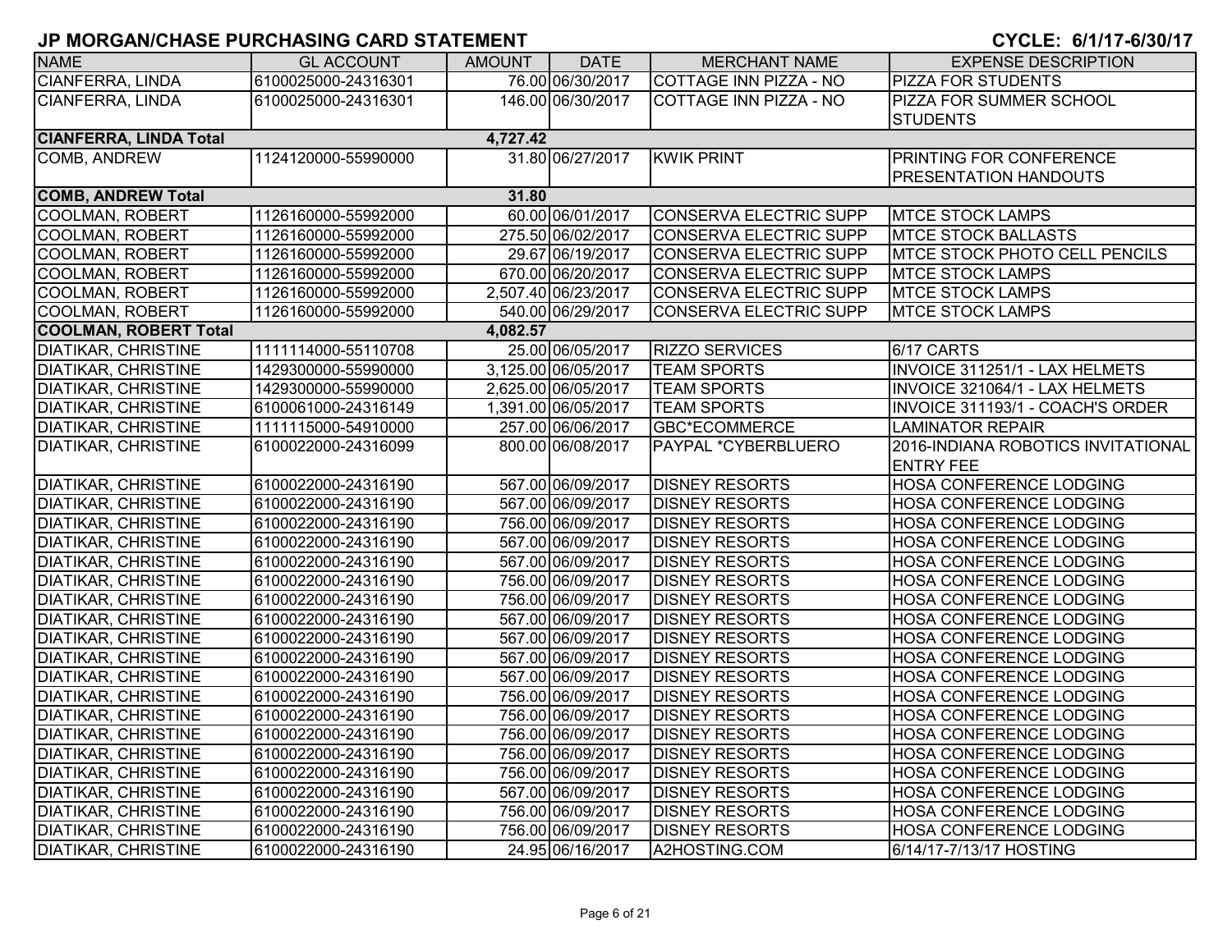## JP MORGAN/CHASE PURCHASING CARD STATEMENT

**CYCLE: 6/1/17-6/30/17**

| NAME | GL ACCOUNT | AMOUNT | DATE | MERCHANT NAME | EXPENSE DESCRIPTION |
|---|---|---|---|---|---|
| CIANFERRA, LINDA | 6100025000-24316301 | 76.00 | 06/30/2017 | COTTAGE INN PIZZA - NO | PIZZA FOR STUDENTS |
| CIANFERRA, LINDA | 6100025000-24316301 | 146.00 | 06/30/2017 | COTTAGE INN PIZZA - NO | PIZZA FOR SUMMER SCHOOL STUDENTS |
| **CIANFERRA, LINDA Total** | | **4,727.42** | | | |
| COMB, ANDREW | 1124120000-55990000 | 31.80 | 06/27/2017 | KWIK PRINT | PRINTING FOR CONFERENCE PRESENTATION HANDOUTS |
| **COMB, ANDREW Total** | | **31.80** | | | |
| COOLMAN, ROBERT | 1126160000-55992000 | 60.00 | 06/01/2017 | CONSERVA ELECTRIC SUPP | MTCE STOCK LAMPS |
| COOLMAN, ROBERT | 1126160000-55992000 | 275.50 | 06/02/2017 | CONSERVA ELECTRIC SUPP | MTCE STOCK BALLASTS |
| COOLMAN, ROBERT | 1126160000-55992000 | 29.67 | 06/19/2017 | CONSERVA ELECTRIC SUPP | MTCE STOCK PHOTO CELL PENCILS |
| COOLMAN, ROBERT | 1126160000-55992000 | 670.00 | 06/20/2017 | CONSERVA ELECTRIC SUPP | MTCE STOCK LAMPS |
| COOLMAN, ROBERT | 1126160000-55992000 | 2,507.40 | 06/23/2017 | CONSERVA ELECTRIC SUPP | MTCE STOCK LAMPS |
| COOLMAN, ROBERT | 1126160000-55992000 | 540.00 | 06/29/2017 | CONSERVA ELECTRIC SUPP | MTCE STOCK LAMPS |
| **COOLMAN, ROBERT Total** | | **4,082.57** | | | |
| DIATIKAR, CHRISTINE | 1111114000-55110708 | 25.00 | 06/05/2017 | RIZZO SERVICES | 6/17 CARTS |
| DIATIKAR, CHRISTINE | 1429300000-55990000 | 3,125.00 | 06/05/2017 | TEAM SPORTS | INVOICE 311251/1 - LAX HELMETS |
| DIATIKAR, CHRISTINE | 1429300000-55990000 | 2,625.00 | 06/05/2017 | TEAM SPORTS | INVOICE 321064/1 - LAX HELMETS |
| DIATIKAR, CHRISTINE | 6100061000-24316149 | 1,391.00 | 06/05/2017 | TEAM SPORTS | INVOICE 311193/1 - COACH'S ORDER |
| DIATIKAR, CHRISTINE | 1111115000-54910000 | 257.00 | 06/06/2017 | GBC*ECOMMERCE | LAMINATOR REPAIR |
| DIATIKAR, CHRISTINE | 6100022000-24316099 | 800.00 | 06/08/2017 | PAYPAL *CYBERBLUERO | 2016-INDIANA ROBOTICS INVITATIONAL ENTRY FEE |
| DIATIKAR, CHRISTINE | 6100022000-24316190 | 567.00 | 06/09/2017 | DISNEY RESORTS | HOSA CONFERENCE LODGING |
| DIATIKAR, CHRISTINE | 6100022000-24316190 | 567.00 | 06/09/2017 | DISNEY RESORTS | HOSA CONFERENCE LODGING |
| DIATIKAR, CHRISTINE | 6100022000-24316190 | 756.00 | 06/09/2017 | DISNEY RESORTS | HOSA CONFERENCE LODGING |
| DIATIKAR, CHRISTINE | 6100022000-24316190 | 567.00 | 06/09/2017 | DISNEY RESORTS | HOSA CONFERENCE LODGING |
| DIATIKAR, CHRISTINE | 6100022000-24316190 | 567.00 | 06/09/2017 | DISNEY RESORTS | HOSA CONFERENCE LODGING |
| DIATIKAR, CHRISTINE | 6100022000-24316190 | 756.00 | 06/09/2017 | DISNEY RESORTS | HOSA CONFERENCE LODGING |
| DIATIKAR, CHRISTINE | 6100022000-24316190 | 756.00 | 06/09/2017 | DISNEY RESORTS | HOSA CONFERENCE LODGING |
| DIATIKAR, CHRISTINE | 6100022000-24316190 | 567.00 | 06/09/2017 | DISNEY RESORTS | HOSA CONFERENCE LODGING |
| DIATIKAR, CHRISTINE | 6100022000-24316190 | 567.00 | 06/09/2017 | DISNEY RESORTS | HOSA CONFERENCE LODGING |
| DIATIKAR, CHRISTINE | 6100022000-24316190 | 567.00 | 06/09/2017 | DISNEY RESORTS | HOSA CONFERENCE LODGING |
| DIATIKAR, CHRISTINE | 6100022000-24316190 | 567.00 | 06/09/2017 | DISNEY RESORTS | HOSA CONFERENCE LODGING |
| DIATIKAR, CHRISTINE | 6100022000-24316190 | 756.00 | 06/09/2017 | DISNEY RESORTS | HOSA CONFERENCE LODGING |
| DIATIKAR, CHRISTINE | 6100022000-24316190 | 756.00 | 06/09/2017 | DISNEY RESORTS | HOSA CONFERENCE LODGING |
| DIATIKAR, CHRISTINE | 6100022000-24316190 | 756.00 | 06/09/2017 | DISNEY RESORTS | HOSA CONFERENCE LODGING |
| DIATIKAR, CHRISTINE | 6100022000-24316190 | 756.00 | 06/09/2017 | DISNEY RESORTS | HOSA CONFERENCE LODGING |
| DIATIKAR, CHRISTINE | 6100022000-24316190 | 756.00 | 06/09/2017 | DISNEY RESORTS | HOSA CONFERENCE LODGING |
| DIATIKAR, CHRISTINE | 6100022000-24316190 | 567.00 | 06/09/2017 | DISNEY RESORTS | HOSA CONFERENCE LODGING |
| DIATIKAR, CHRISTINE | 6100022000-24316190 | 756.00 | 06/09/2017 | DISNEY RESORTS | HOSA CONFERENCE LODGING |
| DIATIKAR, CHRISTINE | 6100022000-24316190 | 756.00 | 06/09/2017 | DISNEY RESORTS | HOSA CONFERENCE LODGING |
| DIATIKAR, CHRISTINE | 6100022000-24316190 | 24.95 | 06/16/2017 | A2HOSTING.COM | 6/14/17-7/13/17 HOSTING |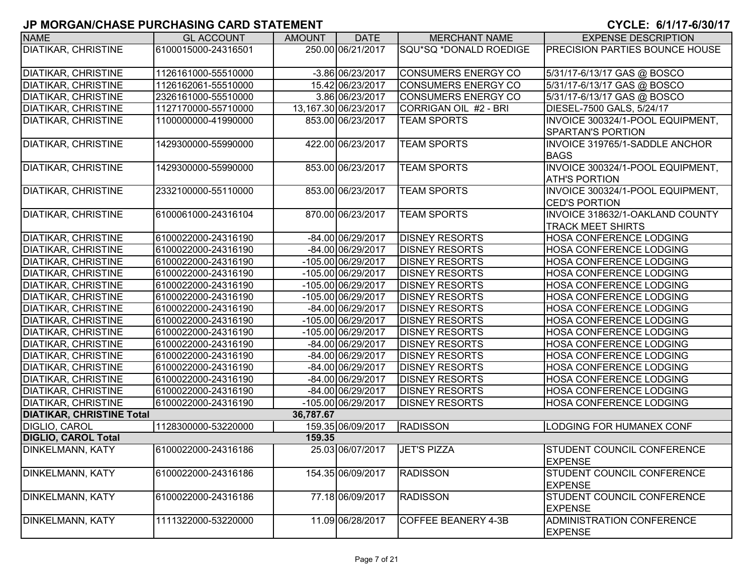## JP MORGAN/CHASE PURCHASING CARD STATEMENT

**CYCLE: 6/1/17-6/30/17**

| NAME | GL ACCOUNT | AMOUNT | DATE | MERCHANT NAME | EXPENSE DESCRIPTION |
|---|---|---|---|---|---|
| DIATIKAR, CHRISTINE | 6100015000-24316501 | 250.00 | 06/21/2017 | SQU*SQ *DONALD ROEDIGE | PRECISION PARTIES BOUNCE HOUSE |
| DIATIKAR, CHRISTINE | 1126161000-55510000 | -3.86 | 06/23/2017 | CONSUMERS ENERGY CO | 5/31/17-6/13/17 GAS @ BOSCO |
| DIATIKAR, CHRISTINE | 1126162061-55510000 | 15.42 | 06/23/2017 | CONSUMERS ENERGY CO | 5/31/17-6/13/17 GAS @ BOSCO |
| DIATIKAR, CHRISTINE | 2326161000-55510000 | 3.86 | 06/23/2017 | CONSUMERS ENERGY CO | 5/31/17-6/13/17 GAS @ BOSCO |
| DIATIKAR, CHRISTINE | 1127170000-55710000 | 13,167.30 | 06/23/2017 | CORRIGAN OIL #2 - BRI | DIESEL-7500 GALS, 5/24/17 |
| DIATIKAR, CHRISTINE | 1100000000-41990000 | 853.00 | 06/23/2017 | TEAM SPORTS | INVOICE 300324/1-POOL EQUIPMENT, SPARTAN'S PORTION |
| DIATIKAR, CHRISTINE | 1429300000-55990000 | 422.00 | 06/23/2017 | TEAM SPORTS | INVOICE 319765/1-SADDLE ANCHOR BAGS |
| DIATIKAR, CHRISTINE | 1429300000-55990000 | 853.00 | 06/23/2017 | TEAM SPORTS | INVOICE 300324/1-POOL EQUIPMENT, ATH'S PORTION |
| DIATIKAR, CHRISTINE | 2332100000-55110000 | 853.00 | 06/23/2017 | TEAM SPORTS | INVOICE 300324/1-POOL EQUIPMENT, CED'S PORTION |
| DIATIKAR, CHRISTINE | 6100061000-24316104 | 870.00 | 06/23/2017 | TEAM SPORTS | INVOICE 318632/1-OAKLAND COUNTY TRACK MEET SHIRTS |
| DIATIKAR, CHRISTINE | 6100022000-24316190 | -84.00 | 06/29/2017 | DISNEY RESORTS | HOSA CONFERENCE LODGING |
| DIATIKAR, CHRISTINE | 6100022000-24316190 | -84.00 | 06/29/2017 | DISNEY RESORTS | HOSA CONFERENCE LODGING |
| DIATIKAR, CHRISTINE | 6100022000-24316190 | -105.00 | 06/29/2017 | DISNEY RESORTS | HOSA CONFERENCE LODGING |
| DIATIKAR, CHRISTINE | 6100022000-24316190 | -105.00 | 06/29/2017 | DISNEY RESORTS | HOSA CONFERENCE LODGING |
| DIATIKAR, CHRISTINE | 6100022000-24316190 | -105.00 | 06/29/2017 | DISNEY RESORTS | HOSA CONFERENCE LODGING |
| DIATIKAR, CHRISTINE | 6100022000-24316190 | -105.00 | 06/29/2017 | DISNEY RESORTS | HOSA CONFERENCE LODGING |
| DIATIKAR, CHRISTINE | 6100022000-24316190 | -84.00 | 06/29/2017 | DISNEY RESORTS | HOSA CONFERENCE LODGING |
| DIATIKAR, CHRISTINE | 6100022000-24316190 | -105.00 | 06/29/2017 | DISNEY RESORTS | HOSA CONFERENCE LODGING |
| DIATIKAR, CHRISTINE | 6100022000-24316190 | -105.00 | 06/29/2017 | DISNEY RESORTS | HOSA CONFERENCE LODGING |
| DIATIKAR, CHRISTINE | 6100022000-24316190 | -84.00 | 06/29/2017 | DISNEY RESORTS | HOSA CONFERENCE LODGING |
| DIATIKAR, CHRISTINE | 6100022000-24316190 | -84.00 | 06/29/2017 | DISNEY RESORTS | HOSA CONFERENCE LODGING |
| DIATIKAR, CHRISTINE | 6100022000-24316190 | -84.00 | 06/29/2017 | DISNEY RESORTS | HOSA CONFERENCE LODGING |
| DIATIKAR, CHRISTINE | 6100022000-24316190 | -84.00 | 06/29/2017 | DISNEY RESORTS | HOSA CONFERENCE LODGING |
| DIATIKAR, CHRISTINE | 6100022000-24316190 | -84.00 | 06/29/2017 | DISNEY RESORTS | HOSA CONFERENCE LODGING |
| DIATIKAR, CHRISTINE | 6100022000-24316190 | -105.00 | 06/29/2017 | DISNEY RESORTS | HOSA CONFERENCE LODGING |
| **DIATIKAR, CHRISTINE Total** | | **36,787.67** | | | |
| DIGLIO, CAROL | 1128300000-53220000 | 159.35 | 06/09/2017 | RADISSON | LODGING FOR HUMANEX CONF |
| **DIGLIO, CAROL Total** | | **159.35** | | | |
| DINKELMANN, KATY | 6100022000-24316186 | 25.03 | 06/07/2017 | JET'S PIZZA | STUDENT COUNCIL CONFERENCE EXPENSE |
| DINKELMANN, KATY | 6100022000-24316186 | 154.35 | 06/09/2017 | RADISSON | STUDENT COUNCIL CONFERENCE EXPENSE |
| DINKELMANN, KATY | 6100022000-24316186 | 77.18 | 06/09/2017 | RADISSON | STUDENT COUNCIL CONFERENCE EXPENSE |
| DINKELMANN, KATY | 1111322000-53220000 | 11.09 | 06/28/2017 | COFFEE BEANERY 4-3B | ADMINISTRATION CONFERENCE EXPENSE |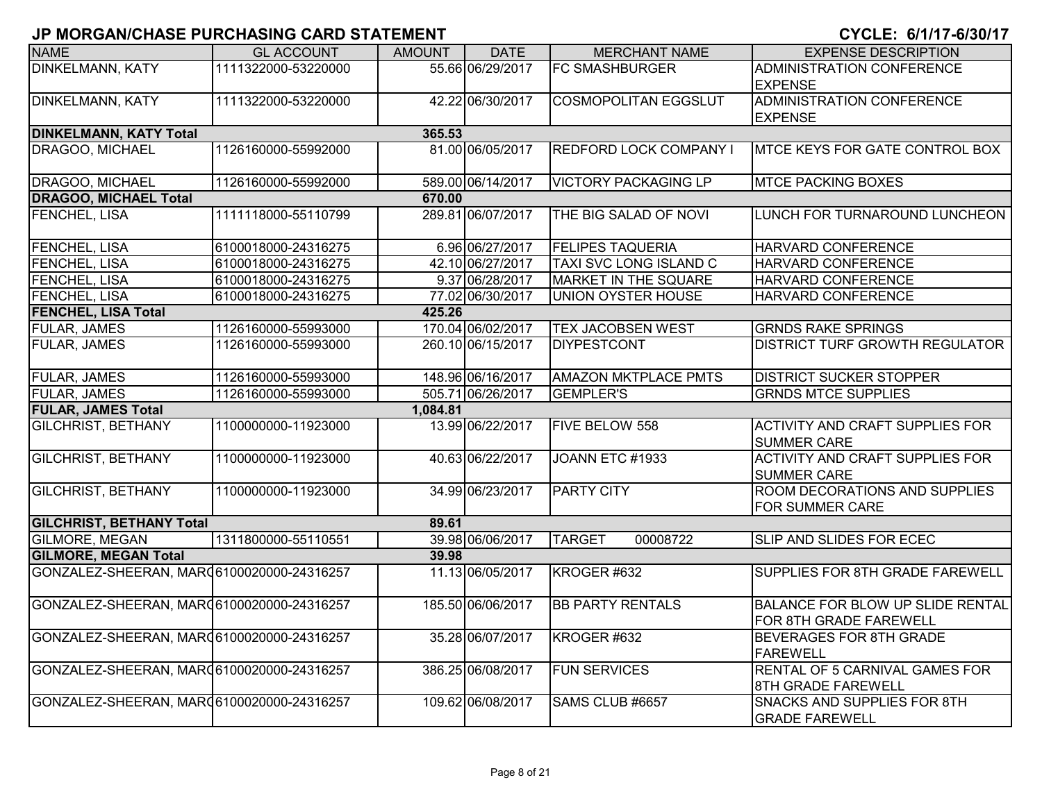## JP MORGAN/CHASE PURCHASING CARD STATEMENT

**CYCLE: 6/1/17-6/30/17**

| NAME | GL ACCOUNT | AMOUNT | DATE | MERCHANT NAME | EXPENSE DESCRIPTION |
|---|---|---|---|---|---|
| DINKELMANN, KATY | 1111322000-53220000 | 55.66 | 06/29/2017 | FC SMASHBURGER | ADMINISTRATION CONFERENCE EXPENSE |
| DINKELMANN, KATY | 1111322000-53220000 | 42.22 | 06/30/2017 | COSMOPOLITAN EGGSLUT | ADMINISTRATION CONFERENCE EXPENSE |
| **DINKELMANN, KATY Total** | | **365.53** | | | |
| DRAGOO, MICHAEL | 1126160000-55992000 | 81.00 | 06/05/2017 | REDFORD LOCK COMPANY I | MTCE KEYS FOR GATE CONTROL BOX |
| DRAGOO, MICHAEL | 1126160000-55992000 | 589.00 | 06/14/2017 | VICTORY PACKAGING LP | MTCE PACKING BOXES |
| **DRAGOO, MICHAEL Total** | | **670.00** | | | |
| FENCHEL, LISA | 1111118000-55110799 | 289.81 | 06/07/2017 | THE BIG SALAD OF NOVI | LUNCH FOR TURNAROUND LUNCHEON |
| FENCHEL, LISA | 6100018000-24316275 | 6.96 | 06/27/2017 | FELIPES TAQUERIA | HARVARD CONFERENCE |
| FENCHEL, LISA | 6100018000-24316275 | 42.10 | 06/27/2017 | TAXI SVC LONG ISLAND C | HARVARD CONFERENCE |
| FENCHEL, LISA | 6100018000-24316275 | 9.37 | 06/28/2017 | MARKET IN THE SQUARE | HARVARD CONFERENCE |
| FENCHEL, LISA | 6100018000-24316275 | 77.02 | 06/30/2017 | UNION OYSTER HOUSE | HARVARD CONFERENCE |
| **FENCHEL, LISA Total** | | **425.26** | | | |
| FULAR, JAMES | 1126160000-55993000 | 170.04 | 06/02/2017 | TEX JACOBSEN WEST | GRNDS RAKE SPRINGS |
| FULAR, JAMES | 1126160000-55993000 | 260.10 | 06/15/2017 | DIYPESTCONT | DISTRICT TURF GROWTH REGULATOR |
| FULAR, JAMES | 1126160000-55993000 | 148.96 | 06/16/2017 | AMAZON MKTPLACE PMTS | DISTRICT SUCKER STOPPER |
| FULAR, JAMES | 1126160000-55993000 | 505.71 | 06/26/2017 | GEMPLER'S | GRNDS MTCE SUPPLIES |
| **FULAR, JAMES Total** | | **1,084.81** | | | |
| GILCHRIST, BETHANY | 1100000000-11923000 | 13.99 | 06/22/2017 | FIVE BELOW 558 | ACTIVITY AND CRAFT SUPPLIES FOR SUMMER CARE |
| GILCHRIST, BETHANY | 1100000000-11923000 | 40.63 | 06/22/2017 | JOANN ETC #1933 | ACTIVITY AND CRAFT SUPPLIES FOR SUMMER CARE |
| GILCHRIST, BETHANY | 1100000000-11923000 | 34.99 | 06/23/2017 | PARTY CITY | ROOM DECORATIONS AND SUPPLIES FOR SUMMER CARE |
| **GILCHRIST, BETHANY Total** | | **89.61** | | | |
| GILMORE, MEGAN | 1311800000-55110551 | 39.98 | 06/06/2017 | TARGET 00008722 | SLIP AND SLIDES FOR ECEC |
| **GILMORE, MEGAN Total** | | **39.98** | | | |
| GONZALEZ-SHEERAN, MARC | 6100020000-24316257 | 11.13 | 06/05/2017 | KROGER #632 | SUPPLIES FOR 8TH GRADE FAREWELL |
| GONZALEZ-SHEERAN, MARC | 6100020000-24316257 | 185.50 | 06/06/2017 | BB PARTY RENTALS | BALANCE FOR BLOW UP SLIDE RENTAL FOR 8TH GRADE FAREWELL |
| GONZALEZ-SHEERAN, MARC | 6100020000-24316257 | 35.28 | 06/07/2017 | KROGER #632 | BEVERAGES FOR 8TH GRADE FAREWELL |
| GONZALEZ-SHEERAN, MARC | 6100020000-24316257 | 386.25 | 06/08/2017 | FUN SERVICES | RENTAL OF 5 CARNIVAL GAMES FOR 8TH GRADE FAREWELL |
| GONZALEZ-SHEERAN, MARC | 6100020000-24316257 | 109.62 | 06/08/2017 | SAMS CLUB #6657 | SNACKS AND SUPPLIES FOR 8TH GRADE FAREWELL |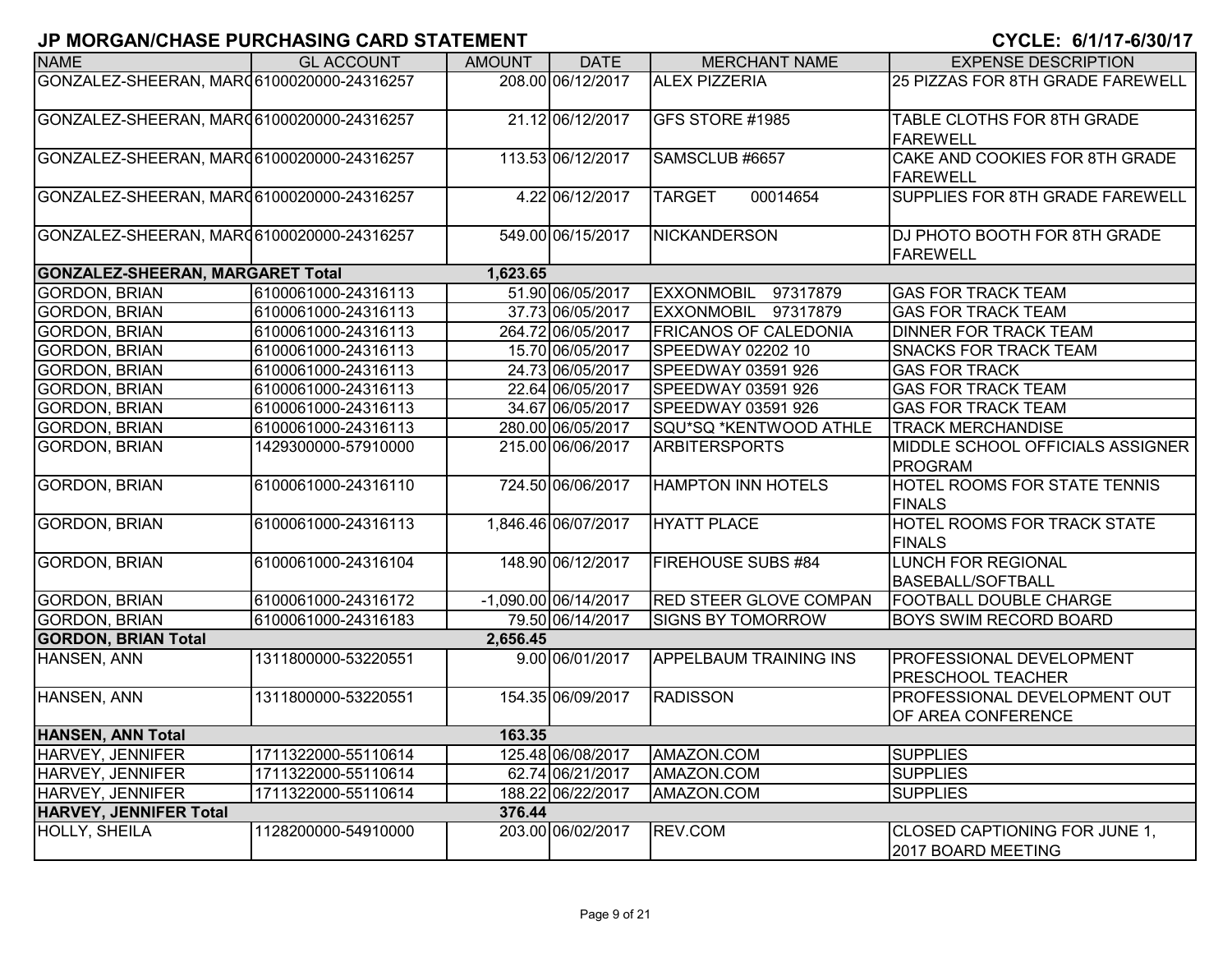## JP MORGAN/CHASE PURCHASING CARD STATEMENT

**CYCLE: 6/1/17-6/30/17**

| NAME | GL ACCOUNT | AMOUNT | DATE | MERCHANT NAME | EXPENSE DESCRIPTION |
|---|---|---|---|---|---|
| GONZALEZ-SHEERAN, MARGARET | 6100020000-24316257 | 208.00 | 06/12/2017 | ALEX PIZZERIA | 25 PIZZAS FOR 8TH GRADE FAREWELL |
| GONZALEZ-SHEERAN, MARGARET | 6100020000-24316257 | 21.12 | 06/12/2017 | GFS STORE #1985 | TABLE CLOTHS FOR 8TH GRADE FAREWELL |
| GONZALEZ-SHEERAN, MARGARET | 6100020000-24316257 | 113.53 | 06/12/2017 | SAMSCLUB #6657 | CAKE AND COOKIES FOR 8TH GRADE FAREWELL |
| GONZALEZ-SHEERAN, MARGARET | 6100020000-24316257 | 4.22 | 06/12/2017 | TARGET 00014654 | SUPPLIES FOR 8TH GRADE FAREWELL |
| GONZALEZ-SHEERAN, MARGARET | 6100020000-24316257 | 549.00 | 06/15/2017 | NICKANDERSON | DJ PHOTO BOOTH FOR 8TH GRADE FAREWELL |
| **GONZALEZ-SHEERAN, MARGARET Total** | | **1,623.65** | | | |
| GORDON, BRIAN | 6100061000-24316113 | 51.90 | 06/05/2017 | EXXONMOBIL 97317879 | GAS FOR TRACK TEAM |
| GORDON, BRIAN | 6100061000-24316113 | 37.73 | 06/05/2017 | EXXONMOBIL 97317879 | GAS FOR TRACK TEAM |
| GORDON, BRIAN | 6100061000-24316113 | 264.72 | 06/05/2017 | FRICANOS OF CALEDONIA | DINNER FOR TRACK TEAM |
| GORDON, BRIAN | 6100061000-24316113 | 15.70 | 06/05/2017 | SPEEDWAY 02202 10 | SNACKS FOR TRACK TEAM |
| GORDON, BRIAN | 6100061000-24316113 | 24.73 | 06/05/2017 | SPEEDWAY 03591 926 | GAS FOR TRACK |
| GORDON, BRIAN | 6100061000-24316113 | 22.64 | 06/05/2017 | SPEEDWAY 03591 926 | GAS FOR TRACK TEAM |
| GORDON, BRIAN | 6100061000-24316113 | 34.67 | 06/05/2017 | SPEEDWAY 03591 926 | GAS FOR TRACK TEAM |
| GORDON, BRIAN | 6100061000-24316113 | 280.00 | 06/05/2017 | SQU*SQ *KENTWOOD ATHLE | TRACK MERCHANDISE |
| GORDON, BRIAN | 1429300000-57910000 | 215.00 | 06/06/2017 | ARBITERSPORTS | MIDDLE SCHOOL OFFICIALS ASSIGNER PROGRAM |
| GORDON, BRIAN | 6100061000-24316110 | 724.50 | 06/06/2017 | HAMPTON INN HOTELS | HOTEL ROOMS FOR STATE TENNIS FINALS |
| GORDON, BRIAN | 6100061000-24316113 | 1,846.46 | 06/07/2017 | HYATT PLACE | HOTEL ROOMS FOR TRACK STATE FINALS |
| GORDON, BRIAN | 6100061000-24316104 | 148.90 | 06/12/2017 | FIREHOUSE SUBS #84 | LUNCH FOR REGIONAL BASEBALL/SOFTBALL |
| GORDON, BRIAN | 6100061000-24316172 | -1,090.00 | 06/14/2017 | RED STEER GLOVE COMPAN | FOOTBALL DOUBLE CHARGE |
| GORDON, BRIAN | 6100061000-24316183 | 79.50 | 06/14/2017 | SIGNS BY TOMORROW | BOYS SWIM RECORD BOARD |
| **GORDON, BRIAN Total** | | **2,656.45** | | | |
| HANSEN, ANN | 1311800000-53220551 | 9.00 | 06/01/2017 | APPELBAUM TRAINING INS | PROFESSIONAL DEVELOPMENT PRESCHOOL TEACHER |
| HANSEN, ANN | 1311800000-53220551 | 154.35 | 06/09/2017 | RADISSON | PROFESSIONAL DEVELOPMENT OUT OF AREA CONFERENCE |
| **HANSEN, ANN Total** | | **163.35** | | | |
| HARVEY, JENNIFER | 1711322000-55110614 | 125.48 | 06/08/2017 | AMAZON.COM | SUPPLIES |
| HARVEY, JENNIFER | 1711322000-55110614 | 62.74 | 06/21/2017 | AMAZON.COM | SUPPLIES |
| HARVEY, JENNIFER | 1711322000-55110614 | 188.22 | 06/22/2017 | AMAZON.COM | SUPPLIES |
| **HARVEY, JENNIFER Total** | | **376.44** | | | |
| HOLLY, SHEILA | 1128200000-54910000 | 203.00 | 06/02/2017 | REV.COM | CLOSED CAPTIONING FOR JUNE 1, 2017 BOARD MEETING |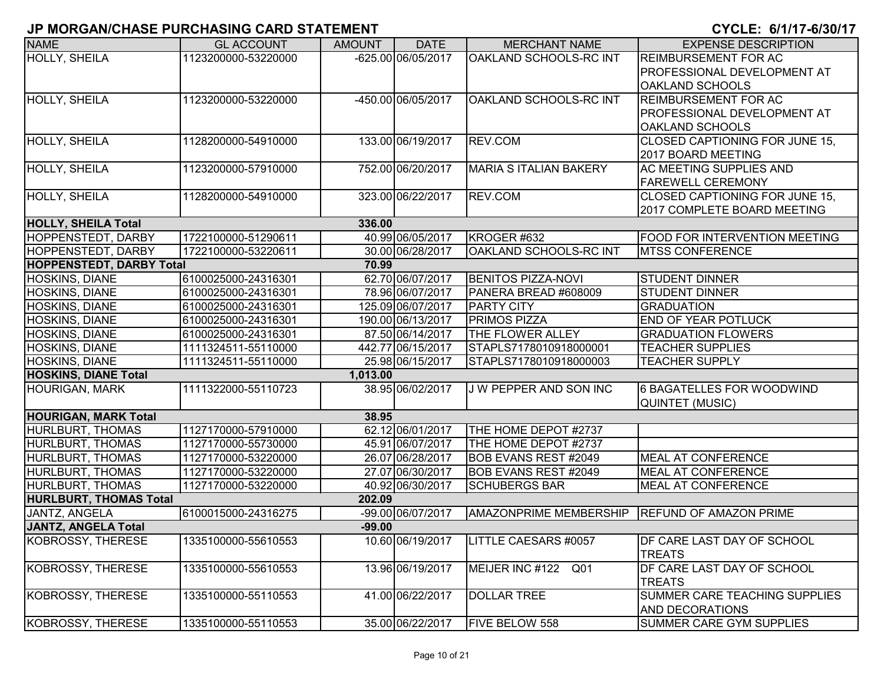# JP MORGAN/CHASE PURCHASING CARD STATEMENT

**CYCLE: 6/1/17-6/30/17**

| NAME | GL ACCOUNT | AMOUNT | DATE | MERCHANT NAME | EXPENSE DESCRIPTION |
|---|---|---|---|---|---|
| HOLLY, SHEILA | 1123200000-53220000 | -625.00 | 06/05/2017 | OAKLAND SCHOOLS-RC INT | REIMBURSEMENT FOR AC PROFESSIONAL DEVELOPMENT AT OAKLAND SCHOOLS |
| HOLLY, SHEILA | 1123200000-53220000 | -450.00 | 06/05/2017 | OAKLAND SCHOOLS-RC INT | REIMBURSEMENT FOR AC PROFESSIONAL DEVELOPMENT AT OAKLAND SCHOOLS |
| HOLLY, SHEILA | 1128200000-54910000 | 133.00 | 06/19/2017 | REV.COM | CLOSED CAPTIONING FOR JUNE 15, 2017 BOARD MEETING |
| HOLLY, SHEILA | 1123200000-57910000 | 752.00 | 06/20/2017 | MARIA S ITALIAN BAKERY | AC MEETING SUPPLIES AND FAREWELL CEREMONY |
| HOLLY, SHEILA | 1128200000-54910000 | 323.00 | 06/22/2017 | REV.COM | CLOSED CAPTIONING FOR JUNE 15, 2017 COMPLETE BOARD MEETING |
| **HOLLY, SHEILA Total** | | **336.00** | | | |
| HOPPENSTEDT, DARBY | 1722100000-51290611 | 40.99 | 06/05/2017 | KROGER #632 | FOOD FOR INTERVENTION MEETING |
| HOPPENSTEDT, DARBY | 1722100000-53220611 | 30.00 | 06/28/2017 | OAKLAND SCHOOLS-RC INT | MTSS CONFERENCE |
| **HOPPENSTEDT, DARBY Total** | | **70.99** | | | |
| HOSKINS, DIANE | 6100025000-24316301 | 62.70 | 06/07/2017 | BENITOS PIZZA-NOVI | STUDENT DINNER |
| HOSKINS, DIANE | 6100025000-24316301 | 78.96 | 06/07/2017 | PANERA BREAD #608009 | STUDENT DINNER |
| HOSKINS, DIANE | 6100025000-24316301 | 125.09 | 06/07/2017 | PARTY CITY | GRADUATION |
| HOSKINS, DIANE | 6100025000-24316301 | 190.00 | 06/13/2017 | PRIMOS PIZZA | END OF YEAR POTLUCK |
| HOSKINS, DIANE | 6100025000-24316301 | 87.50 | 06/14/2017 | THE FLOWER ALLEY | GRADUATION FLOWERS |
| HOSKINS, DIANE | 1111324511-55110000 | 442.77 | 06/15/2017 | STAPLS7178010918000001 | TEACHER SUPPLIES |
| HOSKINS, DIANE | 1111324511-55110000 | 25.98 | 06/15/2017 | STAPLS7178010918000003 | TEACHER SUPPLY |
| **HOSKINS, DIANE Total** | | **1,013.00** | | | |
| HOURIGAN, MARK | 1111322000-55110723 | 38.95 | 06/02/2017 | J W PEPPER AND SON INC | 6 BAGATELLES FOR WOODWIND QUINTET (MUSIC) |
| **HOURIGAN, MARK Total** | | **38.95** | | | |
| HURLBURT, THOMAS | 1127170000-57910000 | 62.12 | 06/01/2017 | THE HOME DEPOT #2737 | |
| HURLBURT, THOMAS | 1127170000-55730000 | 45.91 | 06/07/2017 | THE HOME DEPOT #2737 | |
| HURLBURT, THOMAS | 1127170000-53220000 | 26.07 | 06/28/2017 | BOB EVANS REST #2049 | MEAL AT CONFERENCE |
| HURLBURT, THOMAS | 1127170000-53220000 | 27.07 | 06/30/2017 | BOB EVANS REST #2049 | MEAL AT CONFERENCE |
| HURLBURT, THOMAS | 1127170000-53220000 | 40.92 | 06/30/2017 | SCHUBERGS BAR | MEAL AT CONFERENCE |
| **HURLBURT, THOMAS Total** | | **202.09** | | | |
| JANTZ, ANGELA | 6100015000-24316275 | -99.00 | 06/07/2017 | AMAZONPRIME MEMBERSHIP | REFUND OF AMAZON PRIME |
| **JANTZ, ANGELA Total** | | **-99.00** | | | |
| KOBROSSY, THERESE | 1335100000-55610553 | 10.60 | 06/19/2017 | LITTLE CAESARS #0057 | DF CARE LAST DAY OF SCHOOL TREATS |
| KOBROSSY, THERESE | 1335100000-55610553 | 13.96 | 06/19/2017 | MEIJER INC #122 Q01 | DF CARE LAST DAY OF SCHOOL TREATS |
| KOBROSSY, THERESE | 1335100000-55110553 | 41.00 | 06/22/2017 | DOLLAR TREE | SUMMER CARE TEACHING SUPPLIES AND DECORATIONS |
| KOBROSSY, THERESE | 1335100000-55110553 | 35.00 | 06/22/2017 | FIVE BELOW 558 | SUMMER CARE GYM SUPPLIES |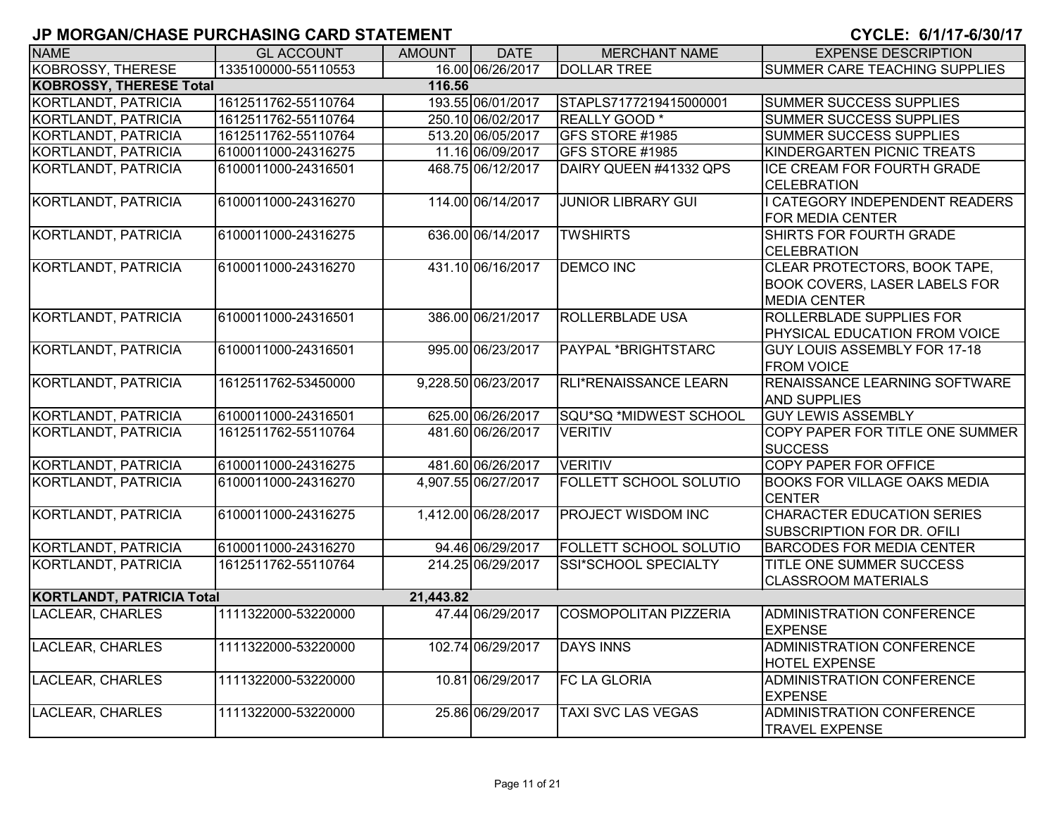## JP MORGAN/CHASE PURCHASING CARD STATEMENT

**CYCLE: 6/1/17-6/30/17**

| NAME | GL ACCOUNT | AMOUNT | DATE | MERCHANT NAME | EXPENSE DESCRIPTION |
|---|---|---|---|---|---|
| KOBROSSY, THERESE | 1335100000-55110553 | 16.00 | 06/26/2017 | DOLLAR TREE | SUMMER CARE TEACHING SUPPLIES |
| **KOBROSSY, THERESE Total** | | **116.56** | | | |
| KORTLANDT, PATRICIA | 1612511762-55110764 | 193.55 | 06/01/2017 | STAPLS7177219415000001 | SUMMER SUCCESS SUPPLIES |
| KORTLANDT, PATRICIA | 1612511762-55110764 | 250.10 | 06/02/2017 | REALLY GOOD * | SUMMER SUCCESS SUPPLIES |
| KORTLANDT, PATRICIA | 1612511762-55110764 | 513.20 | 06/05/2017 | GFS STORE #1985 | SUMMER SUCCESS SUPPLIES |
| KORTLANDT, PATRICIA | 6100011000-24316275 | 11.16 | 06/09/2017 | GFS STORE #1985 | KINDERGARTEN PICNIC TREATS |
| KORTLANDT, PATRICIA | 6100011000-24316501 | 468.75 | 06/12/2017 | DAIRY QUEEN #41332 QPS | ICE CREAM FOR FOURTH GRADE CELEBRATION |
| KORTLANDT, PATRICIA | 6100011000-24316270 | 114.00 | 06/14/2017 | JUNIOR LIBRARY GUI | I CATEGORY INDEPENDENT READERS FOR MEDIA CENTER |
| KORTLANDT, PATRICIA | 6100011000-24316275 | 636.00 | 06/14/2017 | TWSHIRTS | SHIRTS FOR FOURTH GRADE CELEBRATION |
| KORTLANDT, PATRICIA | 6100011000-24316270 | 431.10 | 06/16/2017 | DEMCO INC | CLEAR PROTECTORS, BOOK TAPE, BOOK COVERS, LASER LABELS FOR MEDIA CENTER |
| KORTLANDT, PATRICIA | 6100011000-24316501 | 386.00 | 06/21/2017 | ROLLERBLADE USA | ROLLERBLADE SUPPLIES FOR PHYSICAL EDUCATION FROM VOICE |
| KORTLANDT, PATRICIA | 6100011000-24316501 | 995.00 | 06/23/2017 | PAYPAL *BRIGHTSTARC | GUY LOUIS ASSEMBLY FOR 17-18 FROM VOICE |
| KORTLANDT, PATRICIA | 1612511762-53450000 | 9,228.50 | 06/23/2017 | RLI*RENAISSANCE LEARN | RENAISSANCE LEARNING SOFTWARE AND SUPPLIES |
| KORTLANDT, PATRICIA | 6100011000-24316501 | 625.00 | 06/26/2017 | SQU*SQ *MIDWEST SCHOOL | GUY LEWIS ASSEMBLY |
| KORTLANDT, PATRICIA | 1612511762-55110764 | 481.60 | 06/26/2017 | VERITIV | COPY PAPER FOR TITLE ONE SUMMER SUCCESS |
| KORTLANDT, PATRICIA | 6100011000-24316275 | 481.60 | 06/26/2017 | VERITIV | COPY PAPER FOR OFFICE |
| KORTLANDT, PATRICIA | 6100011000-24316270 | 4,907.55 | 06/27/2017 | FOLLETT SCHOOL SOLUTIO | BOOKS FOR VILLAGE OAKS MEDIA CENTER |
| KORTLANDT, PATRICIA | 6100011000-24316275 | 1,412.00 | 06/28/2017 | PROJECT WISDOM INC | CHARACTER EDUCATION SERIES SUBSCRIPTION FOR DR. OFILI |
| KORTLANDT, PATRICIA | 6100011000-24316270 | 94.46 | 06/29/2017 | FOLLETT SCHOOL SOLUTIO | BARCODES FOR MEDIA CENTER |
| KORTLANDT, PATRICIA | 1612511762-55110764 | 214.25 | 06/29/2017 | SSI*SCHOOL SPECIALTY | TITLE ONE SUMMER SUCCESS CLASSROOM MATERIALS |
| **KORTLANDT, PATRICIA Total** | | **21,443.82** | | | |
| LACLEAR, CHARLES | 1111322000-53220000 | 47.44 | 06/29/2017 | COSMOPOLITAN PIZZERIA | ADMINISTRATION CONFERENCE EXPENSE |
| LACLEAR, CHARLES | 1111322000-53220000 | 102.74 | 06/29/2017 | DAYS INNS | ADMINISTRATION CONFERENCE HOTEL EXPENSE |
| LACLEAR, CHARLES | 1111322000-53220000 | 10.81 | 06/29/2017 | FC LA GLORIA | ADMINISTRATION CONFERENCE EXPENSE |
| LACLEAR, CHARLES | 1111322000-53220000 | 25.86 | 06/29/2017 | TAXI SVC LAS VEGAS | ADMINISTRATION CONFERENCE TRAVEL EXPENSE |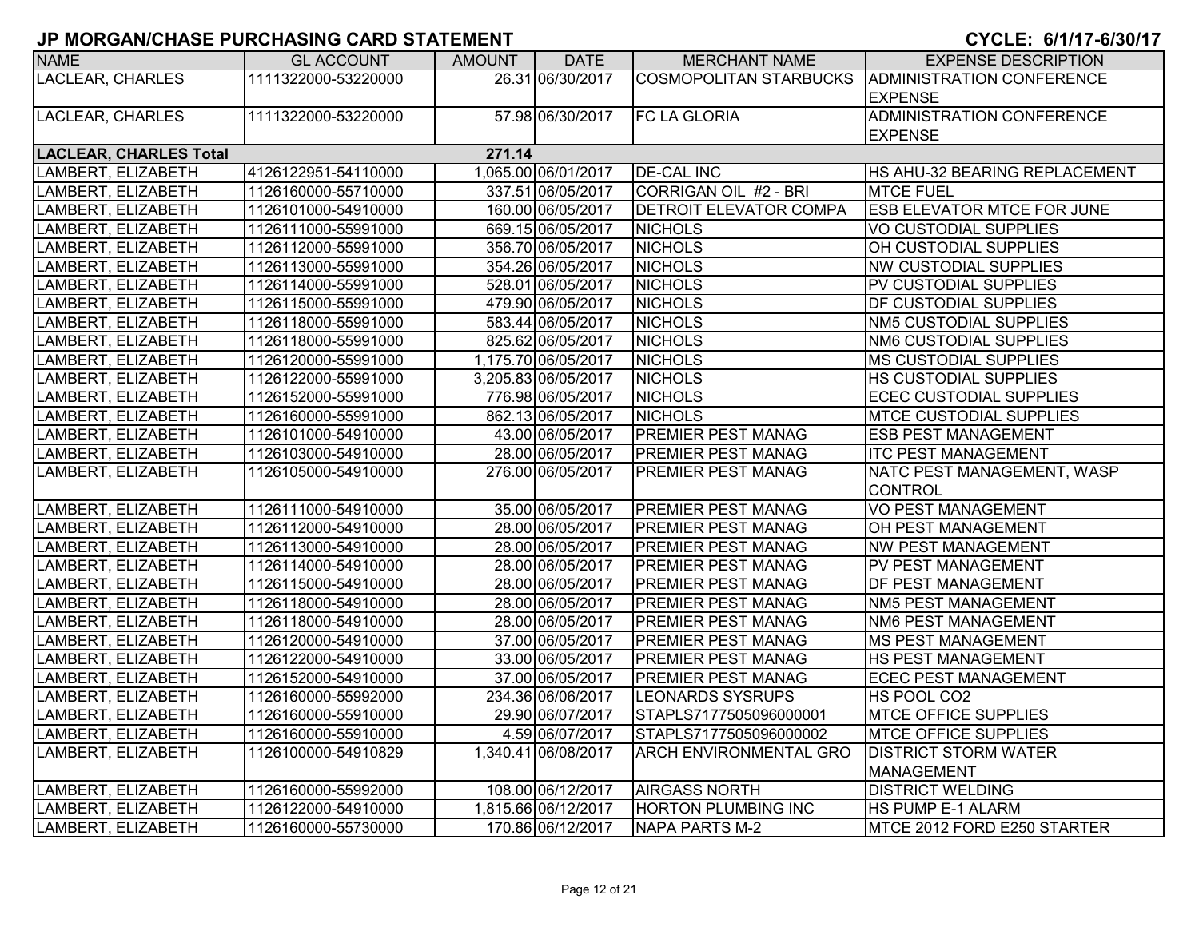## JP MORGAN/CHASE PURCHASING CARD STATEMENT

**CYCLE: 6/1/17-6/30/17**

| NAME | GL ACCOUNT | AMOUNT | DATE | MERCHANT NAME | EXPENSE DESCRIPTION |
|---|---|---|---|---|---|
| LACLEAR, CHARLES | 1111322000-53220000 | 26.31 | 06/30/2017 | COSMOPOLITAN STARBUCKS | ADMINISTRATION CONFERENCE EXPENSE |
| LACLEAR, CHARLES | 1111322000-53220000 | 57.98 | 06/30/2017 | FC LA GLORIA | ADMINISTRATION CONFERENCE EXPENSE |
| **LACLEAR, CHARLES Total** | | **271.14** | | | |
| LAMBERT, ELIZABETH | 4126122951-54110000 | 1,065.00 | 06/01/2017 | DE-CAL INC | HS AHU-32 BEARING REPLACEMENT |
| LAMBERT, ELIZABETH | 1126160000-55710000 | 337.51 | 06/05/2017 | CORRIGAN OIL #2 - BRI | MTCE FUEL |
| LAMBERT, ELIZABETH | 1126101000-54910000 | 160.00 | 06/05/2017 | DETROIT ELEVATOR COMPA | ESB ELEVATOR MTCE FOR JUNE |
| LAMBERT, ELIZABETH | 1126111000-55991000 | 669.15 | 06/05/2017 | NICHOLS | VO CUSTODIAL SUPPLIES |
| LAMBERT, ELIZABETH | 1126112000-55991000 | 356.70 | 06/05/2017 | NICHOLS | OH CUSTODIAL SUPPLIES |
| LAMBERT, ELIZABETH | 1126113000-55991000 | 354.26 | 06/05/2017 | NICHOLS | NW CUSTODIAL SUPPLIES |
| LAMBERT, ELIZABETH | 1126114000-55991000 | 528.01 | 06/05/2017 | NICHOLS | PV CUSTODIAL SUPPLIES |
| LAMBERT, ELIZABETH | 1126115000-55991000 | 479.90 | 06/05/2017 | NICHOLS | DF CUSTODIAL SUPPLIES |
| LAMBERT, ELIZABETH | 1126118000-55991000 | 583.44 | 06/05/2017 | NICHOLS | NM5 CUSTODIAL SUPPLIES |
| LAMBERT, ELIZABETH | 1126118000-55991000 | 825.62 | 06/05/2017 | NICHOLS | NM6 CUSTODIAL SUPPLIES |
| LAMBERT, ELIZABETH | 1126120000-55991000 | 1,175.70 | 06/05/2017 | NICHOLS | MS CUSTODIAL SUPPLIES |
| LAMBERT, ELIZABETH | 1126122000-55991000 | 3,205.83 | 06/05/2017 | NICHOLS | HS CUSTODIAL SUPPLIES |
| LAMBERT, ELIZABETH | 1126152000-55991000 | 776.98 | 06/05/2017 | NICHOLS | ECEC CUSTODIAL SUPPLIES |
| LAMBERT, ELIZABETH | 1126160000-55991000 | 862.13 | 06/05/2017 | NICHOLS | MTCE CUSTODIAL SUPPLIES |
| LAMBERT, ELIZABETH | 1126101000-54910000 | 43.00 | 06/05/2017 | PREMIER PEST MANAG | ESB PEST MANAGEMENT |
| LAMBERT, ELIZABETH | 1126103000-54910000 | 28.00 | 06/05/2017 | PREMIER PEST MANAG | ITC PEST MANAGEMENT |
| LAMBERT, ELIZABETH | 1126105000-54910000 | 276.00 | 06/05/2017 | PREMIER PEST MANAG | NATC PEST MANAGEMENT, WASP CONTROL |
| LAMBERT, ELIZABETH | 1126111000-54910000 | 35.00 | 06/05/2017 | PREMIER PEST MANAG | VO PEST MANAGEMENT |
| LAMBERT, ELIZABETH | 1126112000-54910000 | 28.00 | 06/05/2017 | PREMIER PEST MANAG | OH PEST MANAGEMENT |
| LAMBERT, ELIZABETH | 1126113000-54910000 | 28.00 | 06/05/2017 | PREMIER PEST MANAG | NW PEST MANAGEMENT |
| LAMBERT, ELIZABETH | 1126114000-54910000 | 28.00 | 06/05/2017 | PREMIER PEST MANAG | PV PEST MANAGEMENT |
| LAMBERT, ELIZABETH | 1126115000-54910000 | 28.00 | 06/05/2017 | PREMIER PEST MANAG | DF PEST MANAGEMENT |
| LAMBERT, ELIZABETH | 1126118000-54910000 | 28.00 | 06/05/2017 | PREMIER PEST MANAG | NM5 PEST MANAGEMENT |
| LAMBERT, ELIZABETH | 1126118000-54910000 | 28.00 | 06/05/2017 | PREMIER PEST MANAG | NM6 PEST MANAGEMENT |
| LAMBERT, ELIZABETH | 1126120000-54910000 | 37.00 | 06/05/2017 | PREMIER PEST MANAG | MS PEST MANAGEMENT |
| LAMBERT, ELIZABETH | 1126122000-54910000 | 33.00 | 06/05/2017 | PREMIER PEST MANAG | HS PEST MANAGEMENT |
| LAMBERT, ELIZABETH | 1126152000-54910000 | 37.00 | 06/05/2017 | PREMIER PEST MANAG | ECEC PEST MANAGEMENT |
| LAMBERT, ELIZABETH | 1126160000-55992000 | 234.36 | 06/06/2017 | LEONARDS SYSRUPS | HS POOL CO2 |
| LAMBERT, ELIZABETH | 1126160000-55910000 | 29.90 | 06/07/2017 | STAPLS7177505096000001 | MTCE OFFICE SUPPLIES |
| LAMBERT, ELIZABETH | 1126160000-55910000 | 4.59 | 06/07/2017 | STAPLS7177505096000002 | MTCE OFFICE SUPPLIES |
| LAMBERT, ELIZABETH | 1126100000-54910829 | 1,340.41 | 06/08/2017 | ARCH ENVIRONMENTAL GRO | DISTRICT STORM WATER MANAGEMENT |
| LAMBERT, ELIZABETH | 1126160000-55992000 | 108.00 | 06/12/2017 | AIRGASS NORTH | DISTRICT WELDING |
| LAMBERT, ELIZABETH | 1126122000-54910000 | 1,815.66 | 06/12/2017 | HORTON PLUMBING INC | HS PUMP E-1 ALARM |
| LAMBERT, ELIZABETH | 1126160000-55730000 | 170.86 | 06/12/2017 | NAPA PARTS M-2 | MTCE 2012 FORD E250 STARTER |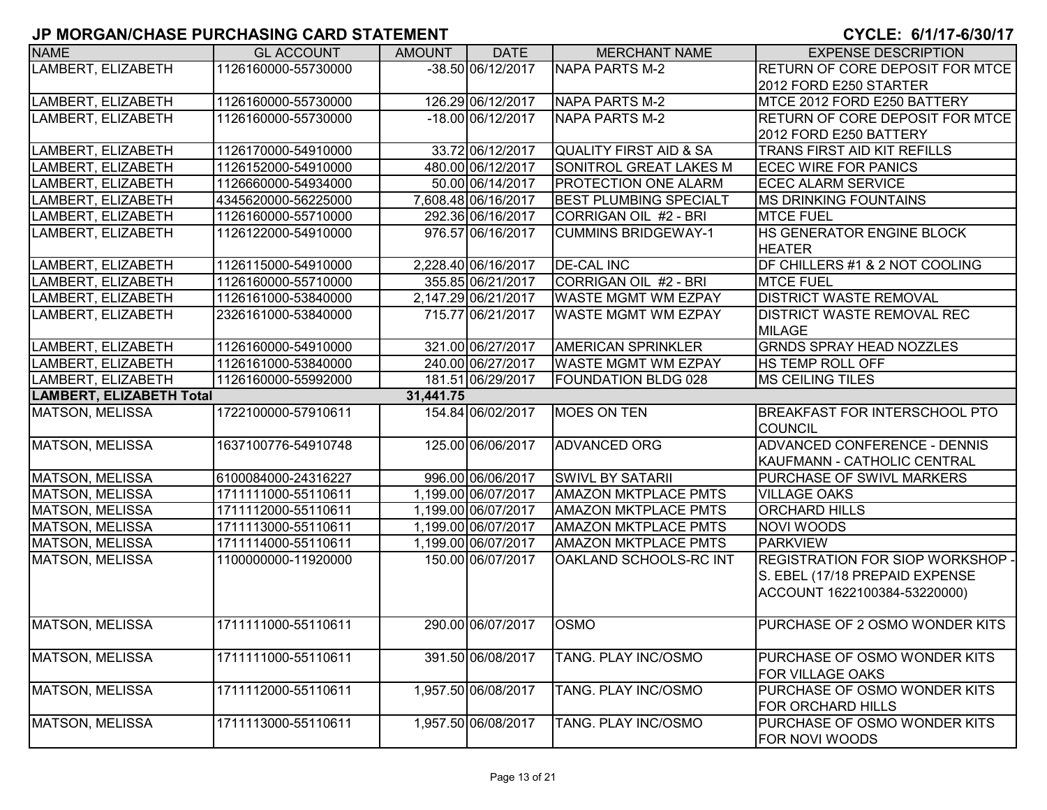## JP MORGAN/CHASE PURCHASING CARD STATEMENT

**CYCLE: 6/1/17-6/30/17**

| NAME | GL ACCOUNT | AMOUNT | DATE | MERCHANT NAME | EXPENSE DESCRIPTION |
|---|---|---|---|---|---|
| LAMBERT, ELIZABETH | 1126160000-55730000 | -38.50 | 06/12/2017 | NAPA PARTS M-2 | RETURN OF CORE DEPOSIT FOR MTCE 2012 FORD E250 STARTER |
| LAMBERT, ELIZABETH | 1126160000-55730000 | 126.29 | 06/12/2017 | NAPA PARTS M-2 | MTCE 2012 FORD E250 BATTERY |
| LAMBERT, ELIZABETH | 1126160000-55730000 | -18.00 | 06/12/2017 | NAPA PARTS M-2 | RETURN OF CORE DEPOSIT FOR MTCE 2012 FORD E250 BATTERY |
| LAMBERT, ELIZABETH | 1126170000-54910000 | 33.72 | 06/12/2017 | QUALITY FIRST AID & SA | TRANS FIRST AID KIT REFILLS |
| LAMBERT, ELIZABETH | 1126152000-54910000 | 480.00 | 06/12/2017 | SONITROL GREAT LAKES M | ECEC WIRE FOR PANICS |
| LAMBERT, ELIZABETH | 1126660000-54934000 | 50.00 | 06/14/2017 | PROTECTION ONE ALARM | ECEC ALARM SERVICE |
| LAMBERT, ELIZABETH | 4345620000-56225000 | 7,608.48 | 06/16/2017 | BEST PLUMBING SPECIALT | MS DRINKING FOUNTAINS |
| LAMBERT, ELIZABETH | 1126160000-55710000 | 292.36 | 06/16/2017 | CORRIGAN OIL #2 - BRI | MTCE FUEL |
| LAMBERT, ELIZABETH | 1126122000-54910000 | 976.57 | 06/16/2017 | CUMMINS BRIDGEWAY-1 | HS GENERATOR ENGINE BLOCK HEATER |
| LAMBERT, ELIZABETH | 1126115000-54910000 | 2,228.40 | 06/16/2017 | DE-CAL INC | DF CHILLERS #1 & 2 NOT COOLING |
| LAMBERT, ELIZABETH | 1126160000-55710000 | 355.85 | 06/21/2017 | CORRIGAN OIL #2 - BRI | MTCE FUEL |
| LAMBERT, ELIZABETH | 1126161000-53840000 | 2,147.29 | 06/21/2017 | WASTE MGMT WM EZPAY | DISTRICT WASTE REMOVAL |
| LAMBERT, ELIZABETH | 2326161000-53840000 | 715.77 | 06/21/2017 | WASTE MGMT WM EZPAY | DISTRICT WASTE REMOVAL REC MILAGE |
| LAMBERT, ELIZABETH | 1126160000-54910000 | 321.00 | 06/27/2017 | AMERICAN SPRINKLER | GRNDS SPRAY HEAD NOZZLES |
| LAMBERT, ELIZABETH | 1126161000-53840000 | 240.00 | 06/27/2017 | WASTE MGMT WM EZPAY | HS TEMP ROLL OFF |
| LAMBERT, ELIZABETH | 1126160000-55992000 | 181.51 | 06/29/2017 | FOUNDATION BLDG 028 | MS CEILING TILES |
| **LAMBERT, ELIZABETH Total** | | **31,441.75** | | | |
| MATSON, MELISSA | 1722100000-57910611 | 154.84 | 06/02/2017 | MOES ON TEN | BREAKFAST FOR INTERSCHOOL PTO COUNCIL |
| MATSON, MELISSA | 1637100776-54910748 | 125.00 | 06/06/2017 | ADVANCED ORG | ADVANCED CONFERENCE - DENNIS KAUFMANN - CATHOLIC CENTRAL |
| MATSON, MELISSA | 6100084000-24316227 | 996.00 | 06/06/2017 | SWIVL BY SATARII | PURCHASE OF SWIVL MARKERS |
| MATSON, MELISSA | 1711111000-55110611 | 1,199.00 | 06/07/2017 | AMAZON MKTPLACE PMTS | VILLAGE OAKS |
| MATSON, MELISSA | 1711112000-55110611 | 1,199.00 | 06/07/2017 | AMAZON MKTPLACE PMTS | ORCHARD HILLS |
| MATSON, MELISSA | 1711113000-55110611 | 1,199.00 | 06/07/2017 | AMAZON MKTPLACE PMTS | NOVI WOODS |
| MATSON, MELISSA | 1711114000-55110611 | 1,199.00 | 06/07/2017 | AMAZON MKTPLACE PMTS | PARKVIEW |
| MATSON, MELISSA | 1100000000-11920000 | 150.00 | 06/07/2017 | OAKLAND SCHOOLS-RC INT | REGISTRATION FOR SIOP WORKSHOP - S. EBEL (17/18 PREPAID EXPENSE ACCOUNT 1622100384-53220000) |
| MATSON, MELISSA | 1711111000-55110611 | 290.00 | 06/07/2017 | OSMO | PURCHASE OF 2 OSMO WONDER KITS |
| MATSON, MELISSA | 1711111000-55110611 | 391.50 | 06/08/2017 | TANG. PLAY INC/OSMO | PURCHASE OF OSMO WONDER KITS FOR VILLAGE OAKS |
| MATSON, MELISSA | 1711112000-55110611 | 1,957.50 | 06/08/2017 | TANG. PLAY INC/OSMO | PURCHASE OF OSMO WONDER KITS FOR ORCHARD HILLS |
| MATSON, MELISSA | 1711113000-55110611 | 1,957.50 | 06/08/2017 | TANG. PLAY INC/OSMO | PURCHASE OF OSMO WONDER KITS FOR NOVI WOODS |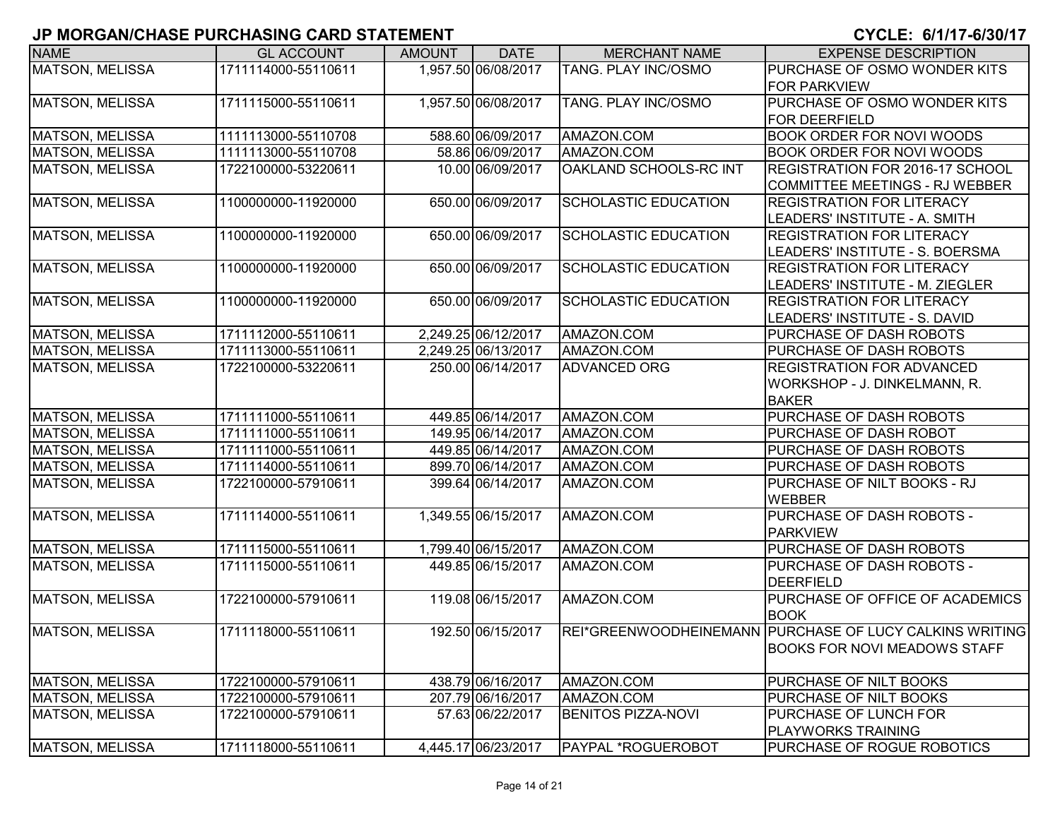# JP MORGAN/CHASE PURCHASING CARD STATEMENT

**CYCLE: 6/1/17-6/30/17**

| NAME | GL ACCOUNT | AMOUNT | DATE | MERCHANT NAME | EXPENSE DESCRIPTION |
|---|---|---|---|---|---|
| MATSON, MELISSA | 1711114000-55110611 | 1,957.50 | 06/08/2017 | TANG. PLAY INC/OSMO | PURCHASE OF OSMO WONDER KITS FOR PARKVIEW |
| MATSON, MELISSA | 1711115000-55110611 | 1,957.50 | 06/08/2017 | TANG. PLAY INC/OSMO | PURCHASE OF OSMO WONDER KITS FOR DEERFIELD |
| MATSON, MELISSA | 1111113000-55110708 | 588.60 | 06/09/2017 | AMAZON.COM | BOOK ORDER FOR NOVI WOODS |
| MATSON, MELISSA | 1111113000-55110708 | 58.86 | 06/09/2017 | AMAZON.COM | BOOK ORDER FOR NOVI WOODS |
| MATSON, MELISSA | 1722100000-53220611 | 10.00 | 06/09/2017 | OAKLAND SCHOOLS-RC INT | REGISTRATION FOR 2016-17 SCHOOL COMMITTEE MEETINGS - RJ WEBBER |
| MATSON, MELISSA | 1100000000-11920000 | 650.00 | 06/09/2017 | SCHOLASTIC EDUCATION | REGISTRATION FOR LITERACY LEADERS' INSTITUTE - A. SMITH |
| MATSON, MELISSA | 1100000000-11920000 | 650.00 | 06/09/2017 | SCHOLASTIC EDUCATION | REGISTRATION FOR LITERACY LEADERS' INSTITUTE - S. BOERSMA |
| MATSON, MELISSA | 1100000000-11920000 | 650.00 | 06/09/2017 | SCHOLASTIC EDUCATION | REGISTRATION FOR LITERACY LEADERS' INSTITUTE - M. ZIEGLER |
| MATSON, MELISSA | 1100000000-11920000 | 650.00 | 06/09/2017 | SCHOLASTIC EDUCATION | REGISTRATION FOR LITERACY LEADERS' INSTITUTE - S. DAVID |
| MATSON, MELISSA | 1711112000-55110611 | 2,249.25 | 06/12/2017 | AMAZON.COM | PURCHASE OF DASH ROBOTS |
| MATSON, MELISSA | 1711113000-55110611 | 2,249.25 | 06/13/2017 | AMAZON.COM | PURCHASE OF DASH ROBOTS |
| MATSON, MELISSA | 1722100000-53220611 | 250.00 | 06/14/2017 | ADVANCED ORG | REGISTRATION FOR ADVANCED WORKSHOP - J. DINKELMANN, R. BAKER |
| MATSON, MELISSA | 1711111000-55110611 | 449.85 | 06/14/2017 | AMAZON.COM | PURCHASE OF DASH ROBOTS |
| MATSON, MELISSA | 1711111000-55110611 | 149.95 | 06/14/2017 | AMAZON.COM | PURCHASE OF DASH ROBOT |
| MATSON, MELISSA | 1711111000-55110611 | 449.85 | 06/14/2017 | AMAZON.COM | PURCHASE OF DASH ROBOTS |
| MATSON, MELISSA | 1711114000-55110611 | 899.70 | 06/14/2017 | AMAZON.COM | PURCHASE OF DASH ROBOTS |
| MATSON, MELISSA | 1722100000-57910611 | 399.64 | 06/14/2017 | AMAZON.COM | PURCHASE OF NILT BOOKS - RJ WEBBER |
| MATSON, MELISSA | 1711114000-55110611 | 1,349.55 | 06/15/2017 | AMAZON.COM | PURCHASE OF DASH ROBOTS - PARKVIEW |
| MATSON, MELISSA | 1711115000-55110611 | 1,799.40 | 06/15/2017 | AMAZON.COM | PURCHASE OF DASH ROBOTS |
| MATSON, MELISSA | 1711115000-55110611 | 449.85 | 06/15/2017 | AMAZON.COM | PURCHASE OF DASH ROBOTS - DEERFIELD |
| MATSON, MELISSA | 1722100000-57910611 | 119.08 | 06/15/2017 | AMAZON.COM | PURCHASE OF OFFICE OF ACADEMICS BOOK |
| MATSON, MELISSA | 1711118000-55110611 | 192.50 | 06/15/2017 | REI*GREENWOODHEINEMANN | PURCHASE OF LUCY CALKINS WRITING BOOKS FOR NOVI MEADOWS STAFF |
| MATSON, MELISSA | 1722100000-57910611 | 438.79 | 06/16/2017 | AMAZON.COM | PURCHASE OF NILT BOOKS |
| MATSON, MELISSA | 1722100000-57910611 | 207.79 | 06/16/2017 | AMAZON.COM | PURCHASE OF NILT BOOKS |
| MATSON, MELISSA | 1722100000-57910611 | 57.63 | 06/22/2017 | BENITOS PIZZA-NOVI | PURCHASE OF LUNCH FOR PLAYWORKS TRAINING |
| MATSON, MELISSA | 1711118000-55110611 | 4,445.17 | 06/23/2017 | PAYPAL *ROGUEROBOT | PURCHASE OF ROGUE ROBOTICS |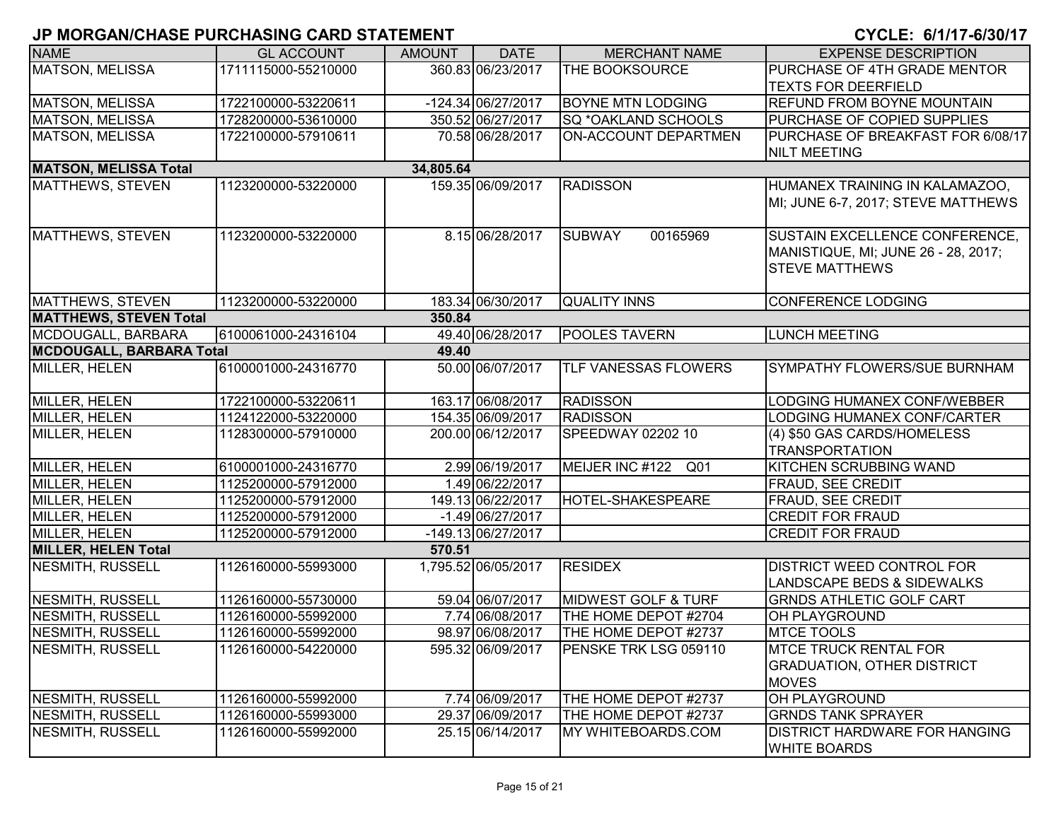## JP MORGAN/CHASE PURCHASING CARD STATEMENT

**CYCLE: 6/1/17-6/30/17**

| NAME | GL ACCOUNT | AMOUNT | DATE | MERCHANT NAME | EXPENSE DESCRIPTION |
|---|---|---|---|---|---|
| MATSON, MELISSA | 1711115000-55210000 | 360.83 | 06/23/2017 | THE BOOKSOURCE | PURCHASE OF 4TH GRADE MENTOR TEXTS FOR DEERFIELD |
| MATSON, MELISSA | 1722100000-53220611 | -124.34 | 06/27/2017 | BOYNE MTN LODGING | REFUND FROM BOYNE MOUNTAIN |
| MATSON, MELISSA | 1728200000-53610000 | 350.52 | 06/27/2017 | SQ *OAKLAND SCHOOLS | PURCHASE OF COPIED SUPPLIES |
| MATSON, MELISSA | 1722100000-57910611 | 70.58 | 06/28/2017 | ON-ACCOUNT DEPARTMEN | PURCHASE OF BREAKFAST FOR 6/08/17 NILT MEETING |
| **MATSON, MELISSA Total** | | **34,805.64** | | | |
| MATTHEWS, STEVEN | 1123200000-53220000 | 159.35 | 06/09/2017 | RADISSON | HUMANEX TRAINING IN KALAMAZOO, MI; JUNE 6-7, 2017; STEVE MATTHEWS |
| MATTHEWS, STEVEN | 1123200000-53220000 | 8.15 | 06/28/2017 | SUBWAY 00165969 | SUSTAIN EXCELLENCE CONFERENCE, MANISTIQUE, MI; JUNE 26 - 28, 2017; STEVE MATTHEWS |
| MATTHEWS, STEVEN | 1123200000-53220000 | 183.34 | 06/30/2017 | QUALITY INNS | CONFERENCE LODGING |
| **MATTHEWS, STEVEN Total** | | **350.84** | | | |
| MCDOUGALL, BARBARA | 6100061000-24316104 | 49.40 | 06/28/2017 | POOLES TAVERN | LUNCH MEETING |
| **MCDOUGALL, BARBARA Total** | | **49.40** | | | |
| MILLER, HELEN | 6100001000-24316770 | 50.00 | 06/07/2017 | TLF VANESSAS FLOWERS | SYMPATHY FLOWERS/SUE BURNHAM |
| MILLER, HELEN | 1722100000-53220611 | 163.17 | 06/08/2017 | RADISSON | LODGING HUMANEX CONF/WEBBER |
| MILLER, HELEN | 1124122000-53220000 | 154.35 | 06/09/2017 | RADISSON | LODGING HUMANEX CONF/CARTER |
| MILLER, HELEN | 1128300000-57910000 | 200.00 | 06/12/2017 | SPEEDWAY 02202 10 | (4) $50 GAS CARDS/HOMELESS TRANSPORTATION |
| MILLER, HELEN | 6100001000-24316770 | 2.99 | 06/19/2017 | MEIJER INC #122 Q01 | KITCHEN SCRUBBING WAND |
| MILLER, HELEN | 1125200000-57912000 | 1.49 | 06/22/2017 | | FRAUD, SEE CREDIT |
| MILLER, HELEN | 1125200000-57912000 | 149.13 | 06/22/2017 | HOTEL-SHAKESPEARE | FRAUD, SEE CREDIT |
| MILLER, HELEN | 1125200000-57912000 | -1.49 | 06/27/2017 | | CREDIT FOR FRAUD |
| MILLER, HELEN | 1125200000-57912000 | -149.13 | 06/27/2017 | | CREDIT FOR FRAUD |
| **MILLER, HELEN Total** | | **570.51** | | | |
| NESMITH, RUSSELL | 1126160000-55993000 | 1,795.52 | 06/05/2017 | RESIDEX | DISTRICT WEED CONTROL FOR LANDSCAPE BEDS & SIDEWALKS |
| NESMITH, RUSSELL | 1126160000-55730000 | 59.04 | 06/07/2017 | MIDWEST GOLF & TURF | GRNDS ATHLETIC GOLF CART |
| NESMITH, RUSSELL | 1126160000-55992000 | 7.74 | 06/08/2017 | THE HOME DEPOT #2704 | OH PLAYGROUND |
| NESMITH, RUSSELL | 1126160000-55992000 | 98.97 | 06/08/2017 | THE HOME DEPOT #2737 | MTCE TOOLS |
| NESMITH, RUSSELL | 1126160000-54220000 | 595.32 | 06/09/2017 | PENSKE TRK LSG 059110 | MTCE TRUCK RENTAL FOR GRADUATION, OTHER DISTRICT MOVES |
| NESMITH, RUSSELL | 1126160000-55992000 | 7.74 | 06/09/2017 | THE HOME DEPOT #2737 | OH PLAYGROUND |
| NESMITH, RUSSELL | 1126160000-55993000 | 29.37 | 06/09/2017 | THE HOME DEPOT #2737 | GRNDS TANK SPRAYER |
| NESMITH, RUSSELL | 1126160000-55992000 | 25.15 | 06/14/2017 | MY WHITEBOARDS.COM | DISTRICT HARDWARE FOR HANGING WHITE BOARDS |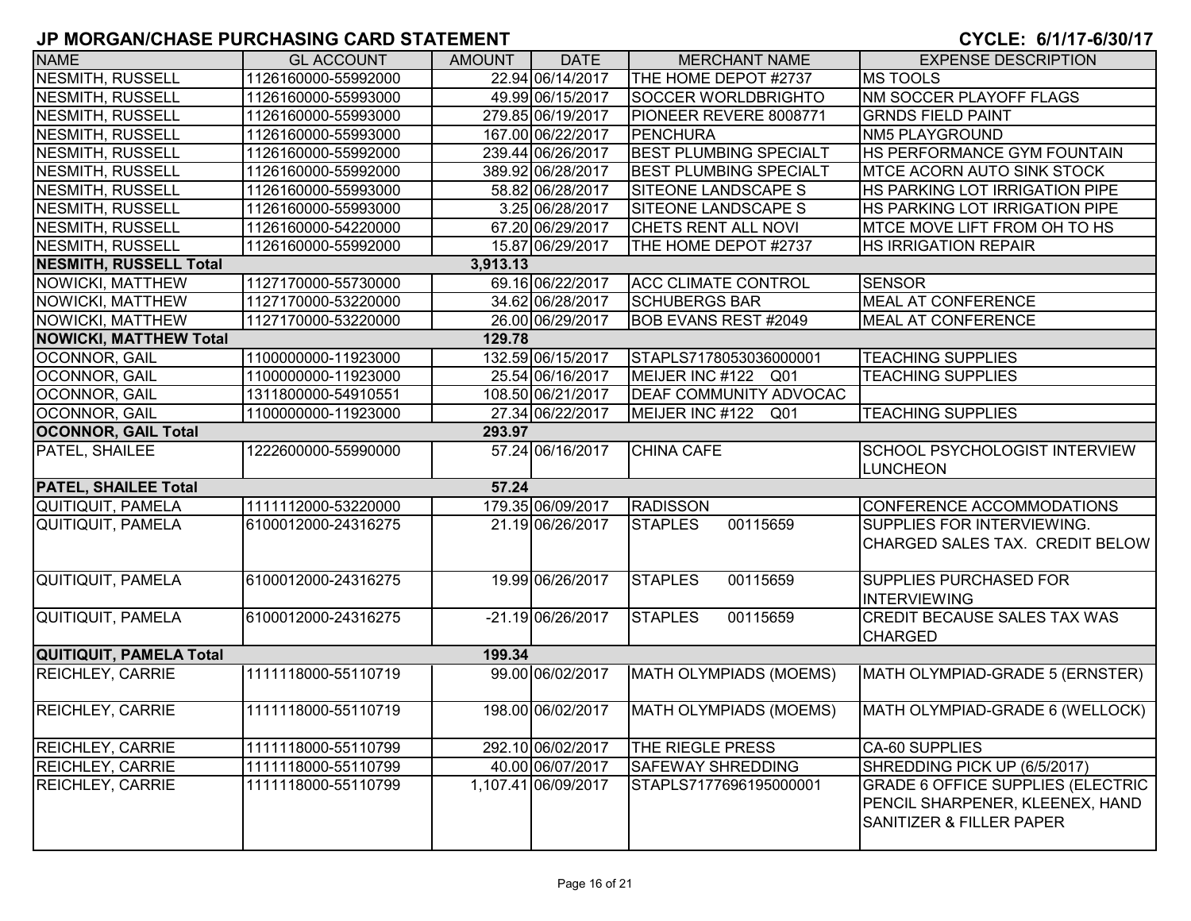# JP MORGAN/CHASE PURCHASING CARD STATEMENT

**CYCLE: 6/1/17-6/30/17**

| NAME | GL ACCOUNT | AMOUNT | DATE | MERCHANT NAME | EXPENSE DESCRIPTION |
|---|---|---|---|---|---|
| NESMITH, RUSSELL | 1126160000-55992000 | 22.94 | 06/14/2017 | THE HOME DEPOT #2737 | MS TOOLS |
| NESMITH, RUSSELL | 1126160000-55993000 | 49.99 | 06/15/2017 | SOCCER WORLDBRIGHTO | NM SOCCER PLAYOFF FLAGS |
| NESMITH, RUSSELL | 1126160000-55993000 | 279.85 | 06/19/2017 | PIONEER REVERE 8008771 | GRNDS FIELD PAINT |
| NESMITH, RUSSELL | 1126160000-55993000 | 167.00 | 06/22/2017 | PENCHURA | NM5 PLAYGROUND |
| NESMITH, RUSSELL | 1126160000-55992000 | 239.44 | 06/26/2017 | BEST PLUMBING SPECIALT | HS PERFORMANCE GYM FOUNTAIN |
| NESMITH, RUSSELL | 1126160000-55992000 | 389.92 | 06/28/2017 | BEST PLUMBING SPECIALT | MTCE ACORN AUTO SINK STOCK |
| NESMITH, RUSSELL | 1126160000-55993000 | 58.82 | 06/28/2017 | SITEONE LANDSCAPE S | HS PARKING LOT IRRIGATION PIPE |
| NESMITH, RUSSELL | 1126160000-55993000 | 3.25 | 06/28/2017 | SITEONE LANDSCAPE S | HS PARKING LOT IRRIGATION PIPE |
| NESMITH, RUSSELL | 1126160000-54220000 | 67.20 | 06/29/2017 | CHETS RENT ALL NOVI | MTCE MOVE LIFT FROM OH TO HS |
| NESMITH, RUSSELL | 1126160000-55992000 | 15.87 | 06/29/2017 | THE HOME DEPOT #2737 | HS IRRIGATION REPAIR |
| **NESMITH, RUSSELL Total** | | **3,913.13** | | | |
| NOWICKI, MATTHEW | 1127170000-55730000 | 69.16 | 06/22/2017 | ACC CLIMATE CONTROL | SENSOR |
| NOWICKI, MATTHEW | 1127170000-53220000 | 34.62 | 06/28/2017 | SCHUBERGS BAR | MEAL AT CONFERENCE |
| NOWICKI, MATTHEW | 1127170000-53220000 | 26.00 | 06/29/2017 | BOB EVANS REST #2049 | MEAL AT CONFERENCE |
| **NOWICKI, MATTHEW Total** | | **129.78** | | | |
| OCONNOR, GAIL | 1100000000-11923000 | 132.59 | 06/15/2017 | STAPLS7178053036000001 | TEACHING SUPPLIES |
| OCONNOR, GAIL | 1100000000-11923000 | 25.54 | 06/16/2017 | MEIJER INC #122 Q01 | TEACHING SUPPLIES |
| OCONNOR, GAIL | 1311800000-54910551 | 108.50 | 06/21/2017 | DEAF COMMUNITY ADVOCAC | |
| OCONNOR, GAIL | 1100000000-11923000 | 27.34 | 06/22/2017 | MEIJER INC #122 Q01 | TEACHING SUPPLIES |
| **OCONNOR, GAIL Total** | | **293.97** | | | |
| PATEL, SHAILEE | 1222600000-55990000 | 57.24 | 06/16/2017 | CHINA CAFE | SCHOOL PSYCHOLOGIST INTERVIEW LUNCHEON |
| **PATEL, SHAILEE Total** | | **57.24** | | | |
| QUITIQUIT, PAMELA | 1111112000-53220000 | 179.35 | 06/09/2017 | RADISSON | CONFERENCE ACCOMMODATIONS |
| QUITIQUIT, PAMELA | 6100012000-24316275 | 21.19 | 06/26/2017 | STAPLES 00115659 | SUPPLIES FOR INTERVIEWING. CHARGED SALES TAX. CREDIT BELOW |
| QUITIQUIT, PAMELA | 6100012000-24316275 | 19.99 | 06/26/2017 | STAPLES 00115659 | SUPPLIES PURCHASED FOR INTERVIEWING |
| QUITIQUIT, PAMELA | 6100012000-24316275 | -21.19 | 06/26/2017 | STAPLES 00115659 | CREDIT BECAUSE SALES TAX WAS CHARGED |
| **QUITIQUIT, PAMELA Total** | | **199.34** | | | |
| REICHLEY, CARRIE | 1111118000-55110719 | 99.00 | 06/02/2017 | MATH OLYMPIADS (MOEMS) | MATH OLYMPIAD-GRADE 5 (ERNSTER) |
| REICHLEY, CARRIE | 1111118000-55110719 | 198.00 | 06/02/2017 | MATH OLYMPIADS (MOEMS) | MATH OLYMPIAD-GRADE 6 (WELLOCK) |
| REICHLEY, CARRIE | 1111118000-55110799 | 292.10 | 06/02/2017 | THE RIEGLE PRESS | CA-60 SUPPLIES |
| REICHLEY, CARRIE | 1111118000-55110799 | 40.00 | 06/07/2017 | SAFEWAY SHREDDING | SHREDDING PICK UP (6/5/2017) |
| REICHLEY, CARRIE | 1111118000-55110799 | 1,107.41 | 06/09/2017 | STAPLS7177696195000001 | GRADE 6 OFFICE SUPPLIES (ELECTRIC PENCIL SHARPENER, KLEENEX, HAND SANITIZER & FILLER PAPER |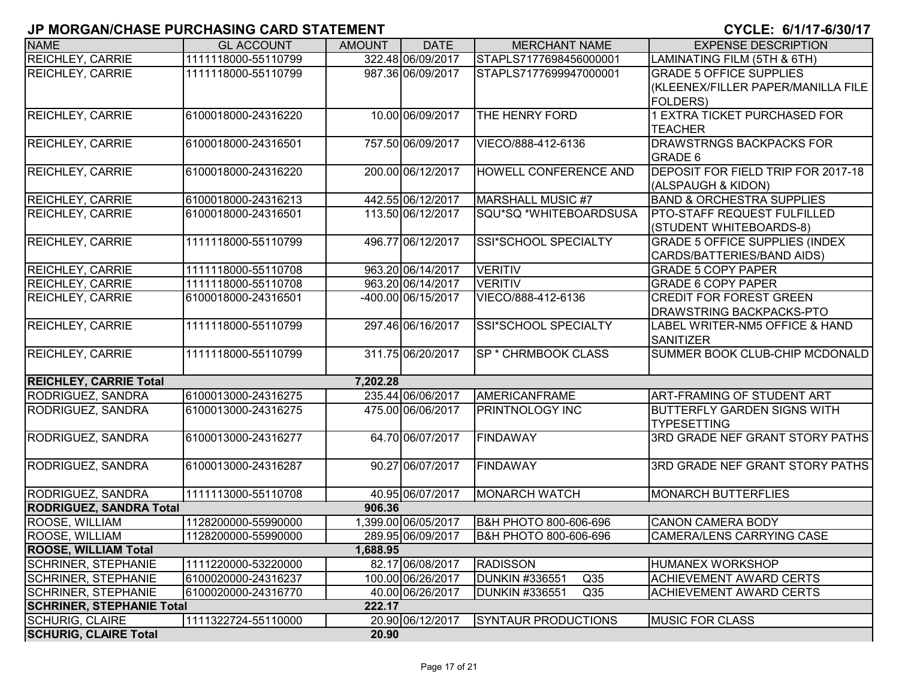# JP MORGAN/CHASE PURCHASING CARD STATEMENT

**CYCLE: 6/1/17-6/30/17**

| NAME | GL ACCOUNT | AMOUNT | DATE | MERCHANT NAME | EXPENSE DESCRIPTION |
|---|---|---|---|---|---|
| REICHLEY, CARRIE | 1111118000-55110799 | 322.48 | 06/09/2017 | STAPLS7177698456000001 | LAMINATING FILM (5TH & 6TH) |
| REICHLEY, CARRIE | 1111118000-55110799 | 987.36 | 06/09/2017 | STAPLS7177699947000001 | GRADE 5 OFFICE SUPPLIES (KLEENEX/FILLER PAPER/MANILLA FILE FOLDERS) |
| REICHLEY, CARRIE | 6100018000-24316220 | 10.00 | 06/09/2017 | THE HENRY FORD | 1 EXTRA TICKET PURCHASED FOR TEACHER |
| REICHLEY, CARRIE | 6100018000-24316501 | 757.50 | 06/09/2017 | VIECO/888-412-6136 | DRAWSTRNGS BACKPACKS FOR GRADE 6 |
| REICHLEY, CARRIE | 6100018000-24316220 | 200.00 | 06/12/2017 | HOWELL CONFERENCE AND | DEPOSIT FOR FIELD TRIP FOR 2017-18 (ALSPAUGH & KIDON) |
| REICHLEY, CARRIE | 6100018000-24316213 | 442.55 | 06/12/2017 | MARSHALL MUSIC #7 | BAND & ORCHESTRA SUPPLIES |
| REICHLEY, CARRIE | 6100018000-24316501 | 113.50 | 06/12/2017 | SQU*SQ *WHITEBOARDSUSA | PTO-STAFF REQUEST FULFILLED (STUDENT WHITEBOARDS-8) |
| REICHLEY, CARRIE | 1111118000-55110799 | 496.77 | 06/12/2017 | SSI*SCHOOL SPECIALTY | GRADE 5 OFFICE SUPPLIES (INDEX CARDS/BATTERIES/BAND AIDS) |
| REICHLEY, CARRIE | 1111118000-55110708 | 963.20 | 06/14/2017 | VERITIV | GRADE 5 COPY PAPER |
| REICHLEY, CARRIE | 1111118000-55110708 | 963.20 | 06/14/2017 | VERITIV | GRADE 6 COPY PAPER |
| REICHLEY, CARRIE | 6100018000-24316501 | -400.00 | 06/15/2017 | VIECO/888-412-6136 | CREDIT FOR FOREST GREEN DRAWSTRING BACKPACKS-PTO |
| REICHLEY, CARRIE | 1111118000-55110799 | 297.46 | 06/16/2017 | SSI*SCHOOL SPECIALTY | LABEL WRITER-NM5 OFFICE & HAND SANITIZER |
| REICHLEY, CARRIE | 1111118000-55110799 | 311.75 | 06/20/2017 | SP * CHRMBOOK CLASS | SUMMER BOOK CLUB-CHIP MCDONALD |
| **REICHLEY, CARRIE Total** | | **7,202.28** | | | |
| RODRIGUEZ, SANDRA | 6100013000-24316275 | 235.44 | 06/06/2017 | AMERICANFRAME | ART-FRAMING OF STUDENT ART |
| RODRIGUEZ, SANDRA | 6100013000-24316275 | 475.00 | 06/06/2017 | PRINTNOLOGY INC | BUTTERFLY GARDEN SIGNS WITH TYPESETTING |
| RODRIGUEZ, SANDRA | 6100013000-24316277 | 64.70 | 06/07/2017 | FINDAWAY | 3RD GRADE NEF GRANT STORY PATHS |
| RODRIGUEZ, SANDRA | 6100013000-24316287 | 90.27 | 06/07/2017 | FINDAWAY | 3RD GRADE NEF GRANT STORY PATHS |
| RODRIGUEZ, SANDRA | 1111113000-55110708 | 40.95 | 06/07/2017 | MONARCH WATCH | MONARCH BUTTERFLIES |
| **RODRIGUEZ, SANDRA Total** | | **906.36** | | | |
| ROOSE, WILLIAM | 1128200000-55990000 | 1,399.00 | 06/05/2017 | B&H PHOTO 800-606-696 | CANON CAMERA BODY |
| ROOSE, WILLIAM | 1128200000-55990000 | 289.95 | 06/09/2017 | B&H PHOTO 800-606-696 | CAMERA/LENS CARRYING CASE |
| **ROOSE, WILLIAM Total** | | **1,688.95** | | | |
| SCHRINER, STEPHANIE | 1111220000-53220000 | 82.17 | 06/08/2017 | RADISSON | HUMANEX WORKSHOP |
| SCHRINER, STEPHANIE | 6100020000-24316237 | 100.00 | 06/26/2017 | DUNKIN #336551 Q35 | ACHIEVEMENT AWARD CERTS |
| SCHRINER, STEPHANIE | 6100020000-24316770 | 40.00 | 06/26/2017 | DUNKIN #336551 Q35 | ACHIEVEMENT AWARD CERTS |
| **SCHRINER, STEPHANIE Total** | | **222.17** | | | |
| SCHURIG, CLAIRE | 1111322724-55110000 | 20.90 | 06/12/2017 | SYNTAUR PRODUCTIONS | MUSIC FOR CLASS |
| **SCHURIG, CLAIRE Total** | | **20.90** | | | |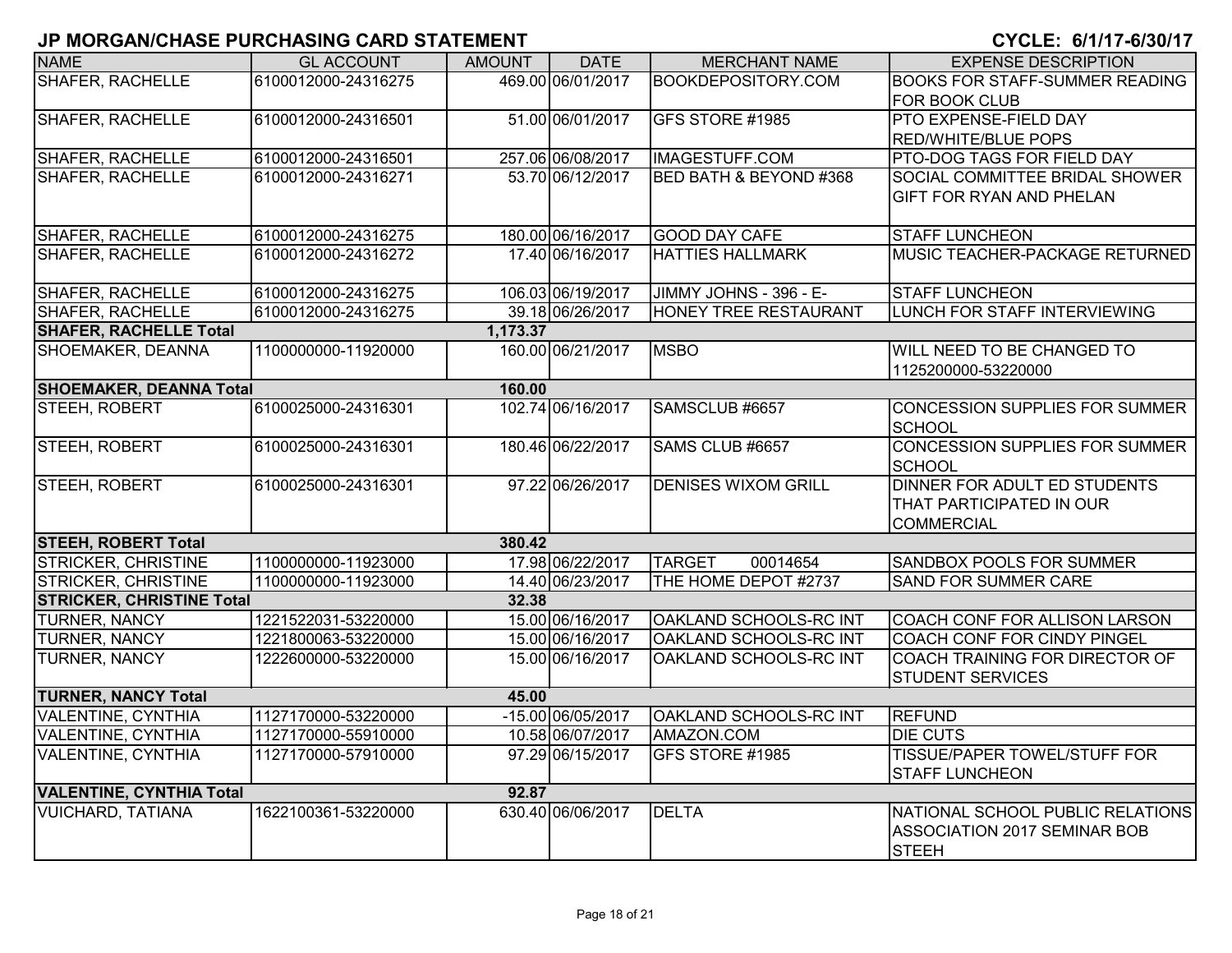# JP MORGAN/CHASE PURCHASING CARD STATEMENT

**CYCLE: 6/1/17-6/30/17**

| NAME | GL ACCOUNT | AMOUNT | DATE | MERCHANT NAME | EXPENSE DESCRIPTION |
|---|---|---|---|---|---|
| SHAFER, RACHELLE | 6100012000-24316275 | 469.00 | 06/01/2017 | BOOKDEPOSITORY.COM | BOOKS FOR STAFF-SUMMER READING FOR BOOK CLUB |
| SHAFER, RACHELLE | 6100012000-24316501 | 51.00 | 06/01/2017 | GFS STORE #1985 | PTO EXPENSE-FIELD DAY RED/WHITE/BLUE POPS |
| SHAFER, RACHELLE | 6100012000-24316501 | 257.06 | 06/08/2017 | IMAGESTUFF.COM | PTO-DOG TAGS FOR FIELD DAY |
| SHAFER, RACHELLE | 6100012000-24316271 | 53.70 | 06/12/2017 | BED BATH & BEYOND #368 | SOCIAL COMMITTEE BRIDAL SHOWER GIFT FOR RYAN AND PHELAN |
| SHAFER, RACHELLE | 6100012000-24316275 | 180.00 | 06/16/2017 | GOOD DAY CAFE | STAFF LUNCHEON |
| SHAFER, RACHELLE | 6100012000-24316272 | 17.40 | 06/16/2017 | HATTIES HALLMARK | MUSIC TEACHER-PACKAGE RETURNED |
| SHAFER, RACHELLE | 6100012000-24316275 | 106.03 | 06/19/2017 | JIMMY JOHNS - 396 - E- | STAFF LUNCHEON |
| SHAFER, RACHELLE | 6100012000-24316275 | 39.18 | 06/26/2017 | HONEY TREE RESTAURANT | LUNCH FOR STAFF INTERVIEWING |
| **SHAFER, RACHELLE Total** | | **1,173.37** | | | |
| SHOEMAKER, DEANNA | 1100000000-11920000 | 160.00 | 06/21/2017 | MSBO | WILL NEED TO BE CHANGED TO 1125200000-53220000 |
| **SHOEMAKER, DEANNA Total** | | **160.00** | | | |
| STEEH, ROBERT | 6100025000-24316301 | 102.74 | 06/16/2017 | SAMSCLUB #6657 | CONCESSION SUPPLIES FOR SUMMER SCHOOL |
| STEEH, ROBERT | 6100025000-24316301 | 180.46 | 06/22/2017 | SAMS CLUB #6657 | CONCESSION SUPPLIES FOR SUMMER SCHOOL |
| STEEH, ROBERT | 6100025000-24316301 | 97.22 | 06/26/2017 | DENISES WIXOM GRILL | DINNER FOR ADULT ED STUDENTS THAT PARTICIPATED IN OUR COMMERCIAL |
| **STEEH, ROBERT Total** | | **380.42** | | | |
| STRICKER, CHRISTINE | 1100000000-11923000 | 17.98 | 06/22/2017 | TARGET 00014654 | SANDBOX POOLS FOR SUMMER |
| STRICKER, CHRISTINE | 1100000000-11923000 | 14.40 | 06/23/2017 | THE HOME DEPOT #2737 | SAND FOR SUMMER CARE |
| **STRICKER, CHRISTINE Total** | | **32.38** | | | |
| TURNER, NANCY | 1221522031-53220000 | 15.00 | 06/16/2017 | OAKLAND SCHOOLS-RC INT | COACH CONF FOR ALLISON LARSON |
| TURNER, NANCY | 1221800063-53220000 | 15.00 | 06/16/2017 | OAKLAND SCHOOLS-RC INT | COACH CONF FOR CINDY PINGEL |
| TURNER, NANCY | 1222600000-53220000 | 15.00 | 06/16/2017 | OAKLAND SCHOOLS-RC INT | COACH TRAINING FOR DIRECTOR OF STUDENT SERVICES |
| **TURNER, NANCY Total** | | **45.00** | | | |
| VALENTINE, CYNTHIA | 1127170000-53220000 | -15.00 | 06/05/2017 | OAKLAND SCHOOLS-RC INT | REFUND |
| VALENTINE, CYNTHIA | 1127170000-55910000 | 10.58 | 06/07/2017 | AMAZON.COM | DIE CUTS |
| VALENTINE, CYNTHIA | 1127170000-57910000 | 97.29 | 06/15/2017 | GFS STORE #1985 | TISSUE/PAPER TOWEL/STUFF FOR STAFF LUNCHEON |
| **VALENTINE, CYNTHIA Total** | | **92.87** | | | |
| VUICHARD, TATIANA | 1622100361-53220000 | 630.40 | 06/06/2017 | DELTA | NATIONAL SCHOOL PUBLIC RELATIONS ASSOCIATION 2017 SEMINAR BOB STEEH |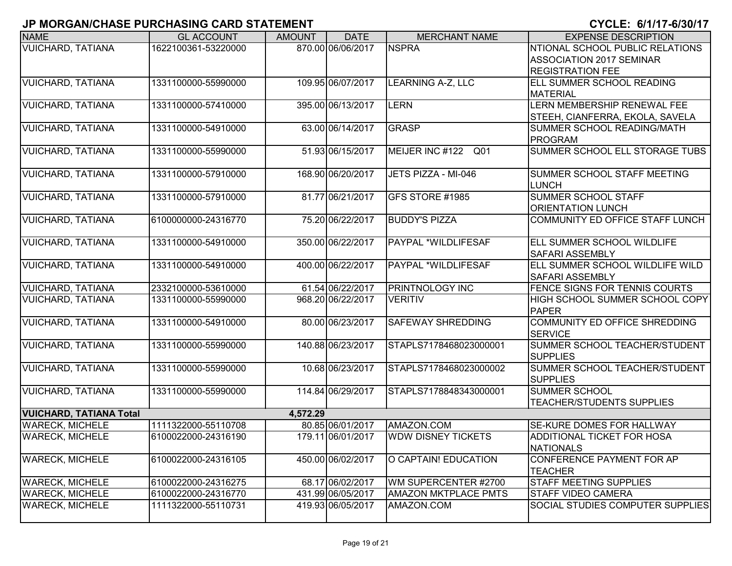# JP MORGAN/CHASE PURCHASING CARD STATEMENT

**CYCLE: 6/1/17-6/30/17**

| NAME | GL ACCOUNT | AMOUNT | DATE | MERCHANT NAME | EXPENSE DESCRIPTION |
|---|---|---|---|---|---|
| VUICHARD, TATIANA | 1622100361-53220000 | 870.00 | 06/06/2017 | NSPRA | NTIONAL SCHOOL PUBLIC RELATIONS ASSOCIATION 2017 SEMINAR REGISTRATION FEE |
| VUICHARD, TATIANA | 1331100000-55990000 | 109.95 | 06/07/2017 | LEARNING A-Z, LLC | ELL SUMMER SCHOOL READING MATERIAL |
| VUICHARD, TATIANA | 1331100000-57410000 | 395.00 | 06/13/2017 | LERN | LERN MEMBERSHIP RENEWAL FEE STEEH, CIANFERRA, EKOLA, SAVELA |
| VUICHARD, TATIANA | 1331100000-54910000 | 63.00 | 06/14/2017 | GRASP | SUMMER SCHOOL READING/MATH PROGRAM |
| VUICHARD, TATIANA | 1331100000-55990000 | 51.93 | 06/15/2017 | MEIJER INC #122 Q01 | SUMMER SCHOOL ELL STORAGE TUBS |
| VUICHARD, TATIANA | 1331100000-57910000 | 168.90 | 06/20/2017 | JETS PIZZA - MI-046 | SUMMER SCHOOL STAFF MEETING LUNCH |
| VUICHARD, TATIANA | 1331100000-57910000 | 81.77 | 06/21/2017 | GFS STORE #1985 | SUMMER SCHOOL STAFF ORIENTATION LUNCH |
| VUICHARD, TATIANA | 6100000000-24316770 | 75.20 | 06/22/2017 | BUDDY'S PIZZA | COMMUNITY ED OFFICE STAFF LUNCH |
| VUICHARD, TATIANA | 1331100000-54910000 | 350.00 | 06/22/2017 | PAYPAL *WILDLIFESAF | ELL SUMMER SCHOOL WILDLIFE SAFARI ASSEMBLY |
| VUICHARD, TATIANA | 1331100000-54910000 | 400.00 | 06/22/2017 | PAYPAL *WILDLIFESAF | ELL SUMMER SCHOOL WILDLIFE WILD SAFARI ASSEMBLY |
| VUICHARD, TATIANA | 2332100000-53610000 | 61.54 | 06/22/2017 | PRINTNOLOGY INC | FENCE SIGNS FOR TENNIS COURTS |
| VUICHARD, TATIANA | 1331100000-55990000 | 968.20 | 06/22/2017 | VERITIV | HIGH SCHOOL SUMMER SCHOOL COPY PAPER |
| VUICHARD, TATIANA | 1331100000-54910000 | 80.00 | 06/23/2017 | SAFEWAY SHREDDING | COMMUNITY ED OFFICE SHREDDING SERVICE |
| VUICHARD, TATIANA | 1331100000-55990000 | 140.88 | 06/23/2017 | STAPLS7178468023000001 | SUMMER SCHOOL TEACHER/STUDENT SUPPLIES |
| VUICHARD, TATIANA | 1331100000-55990000 | 10.68 | 06/23/2017 | STAPLS7178468023000002 | SUMMER SCHOOL TEACHER/STUDENT SUPPLIES |
| VUICHARD, TATIANA | 1331100000-55990000 | 114.84 | 06/29/2017 | STAPLS7178848343000001 | SUMMER SCHOOL TEACHER/STUDENTS SUPPLIES |
| **VUICHARD, TATIANA Total** | | **4,572.29** | | | |
| WARECK, MICHELE | 1111322000-55110708 | 80.85 | 06/01/2017 | AMAZON.COM | SE-KURE DOMES FOR HALLWAY |
| WARECK, MICHELE | 6100022000-24316190 | 179.11 | 06/01/2017 | WDW DISNEY TICKETS | ADDITIONAL TICKET FOR HOSA NATIONALS |
| WARECK, MICHELE | 6100022000-24316105 | 450.00 | 06/02/2017 | O CAPTAIN! EDUCATION | CONFERENCE PAYMENT FOR AP TEACHER |
| WARECK, MICHELE | 6100022000-24316275 | 68.17 | 06/02/2017 | WM SUPERCENTER #2700 | STAFF MEETING SUPPLIES |
| WARECK, MICHELE | 6100022000-24316770 | 431.99 | 06/05/2017 | AMAZON MKTPLACE PMTS | STAFF VIDEO CAMERA |
| WARECK, MICHELE | 1111322000-55110731 | 419.93 | 06/05/2017 | AMAZON.COM | SOCIAL STUDIES COMPUTER SUPPLIES |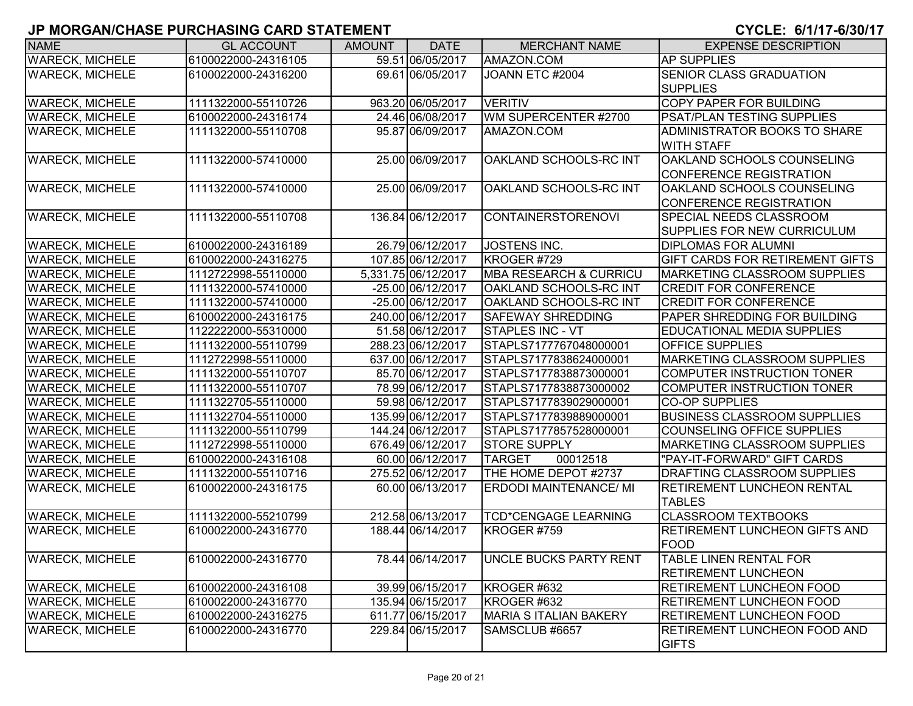# JP MORGAN/CHASE PURCHASING CARD STATEMENT

**CYCLE: 6/1/17-6/30/17**

| NAME | GL ACCOUNT | AMOUNT | DATE | MERCHANT NAME | EXPENSE DESCRIPTION |
|---|---|---|---|---|---|
| WARECK, MICHELE | 6100022000-24316105 | 59.51 | 06/05/2017 | AMAZON.COM | AP SUPPLIES |
| WARECK, MICHELE | 6100022000-24316200 | 69.61 | 06/05/2017 | JOANN ETC #2004 | SENIOR CLASS GRADUATION SUPPLIES |
| WARECK, MICHELE | 1111322000-55110726 | 963.20 | 06/05/2017 | VERITIV | COPY PAPER FOR BUILDING |
| WARECK, MICHELE | 6100022000-24316174 | 24.46 | 06/08/2017 | WM SUPERCENTER #2700 | PSAT/PLAN TESTING SUPPLIES |
| WARECK, MICHELE | 1111322000-55110708 | 95.87 | 06/09/2017 | AMAZON.COM | ADMINISTRATOR BOOKS TO SHARE WITH STAFF |
| WARECK, MICHELE | 1111322000-57410000 | 25.00 | 06/09/2017 | OAKLAND SCHOOLS-RC INT | OAKLAND SCHOOLS COUNSELING CONFERENCE REGISTRATION |
| WARECK, MICHELE | 1111322000-57410000 | 25.00 | 06/09/2017 | OAKLAND SCHOOLS-RC INT | OAKLAND SCHOOLS COUNSELING CONFERENCE REGISTRATION |
| WARECK, MICHELE | 1111322000-55110708 | 136.84 | 06/12/2017 | CONTAINERSTORENOVI | SPECIAL NEEDS CLASSROOM SUPPLIES FOR NEW CURRICULUM |
| WARECK, MICHELE | 6100022000-24316189 | 26.79 | 06/12/2017 | JOSTENS INC. | DIPLOMAS FOR ALUMNI |
| WARECK, MICHELE | 6100022000-24316275 | 107.85 | 06/12/2017 | KROGER #729 | GIFT CARDS FOR RETIREMENT GIFTS |
| WARECK, MICHELE | 1112722998-55110000 | 5,331.75 | 06/12/2017 | MBA RESEARCH & CURRICU | MARKETING CLASSROOM SUPPLIES |
| WARECK, MICHELE | 1111322000-57410000 | -25.00 | 06/12/2017 | OAKLAND SCHOOLS-RC INT | CREDIT FOR CONFERENCE |
| WARECK, MICHELE | 1111322000-57410000 | -25.00 | 06/12/2017 | OAKLAND SCHOOLS-RC INT | CREDIT FOR CONFERENCE |
| WARECK, MICHELE | 6100022000-24316175 | 240.00 | 06/12/2017 | SAFEWAY SHREDDING | PAPER SHREDDING FOR BUILDING |
| WARECK, MICHELE | 1122222000-55310000 | 51.58 | 06/12/2017 | STAPLES INC - VT | EDUCATIONAL MEDIA SUPPLIES |
| WARECK, MICHELE | 1111322000-55110799 | 288.23 | 06/12/2017 | STAPLS7177767048000001 | OFFICE SUPPLIES |
| WARECK, MICHELE | 1112722998-55110000 | 637.00 | 06/12/2017 | STAPLS7177838624000001 | MARKETING CLASSROOM SUPPLIES |
| WARECK, MICHELE | 1111322000-55110707 | 85.70 | 06/12/2017 | STAPLS7177838873000001 | COMPUTER INSTRUCTION TONER |
| WARECK, MICHELE | 1111322000-55110707 | 78.99 | 06/12/2017 | STAPLS7177838873000002 | COMPUTER INSTRUCTION TONER |
| WARECK, MICHELE | 1111322705-55110000 | 59.98 | 06/12/2017 | STAPLS7177839029000001 | CO-OP SUPPLIES |
| WARECK, MICHELE | 1111322704-55110000 | 135.99 | 06/12/2017 | STAPLS7177839889000001 | BUSINESS CLASSROOM SUPPLLIES |
| WARECK, MICHELE | 1111322000-55110799 | 144.24 | 06/12/2017 | STAPLS7177857528000001 | COUNSELING OFFICE SUPPLIES |
| WARECK, MICHELE | 1112722998-55110000 | 676.49 | 06/12/2017 | STORE SUPPLY | MARKETING CLASSROOM SUPPLIES |
| WARECK, MICHELE | 6100022000-24316108 | 60.00 | 06/12/2017 | TARGET 00012518 | "PAY-IT-FORWARD" GIFT CARDS |
| WARECK, MICHELE | 1111322000-55110716 | 275.52 | 06/12/2017 | THE HOME DEPOT #2737 | DRAFTING CLASSROOM SUPPLIES |
| WARECK, MICHELE | 6100022000-24316175 | 60.00 | 06/13/2017 | ERDODI MAINTENANCE/ MI | RETIREMENT LUNCHEON RENTAL TABLES |
| WARECK, MICHELE | 1111322000-55210799 | 212.58 | 06/13/2017 | TCD*CENGAGE LEARNING | CLASSROOM TEXTBOOKS |
| WARECK, MICHELE | 6100022000-24316770 | 188.44 | 06/14/2017 | KROGER #759 | RETIREMENT LUNCHEON GIFTS AND FOOD |
| WARECK, MICHELE | 6100022000-24316770 | 78.44 | 06/14/2017 | UNCLE BUCKS PARTY RENT | TABLE LINEN RENTAL FOR RETIREMENT LUNCHEON |
| WARECK, MICHELE | 6100022000-24316108 | 39.99 | 06/15/2017 | KROGER #632 | RETIREMENT LUNCHEON FOOD |
| WARECK, MICHELE | 6100022000-24316770 | 135.94 | 06/15/2017 | KROGER #632 | RETIREMENT LUNCHEON FOOD |
| WARECK, MICHELE | 6100022000-24316275 | 611.77 | 06/15/2017 | MARIA S ITALIAN BAKERY | RETIREMENT LUNCHEON FOOD |
| WARECK, MICHELE | 6100022000-24316770 | 229.84 | 06/15/2017 | SAMSCLUB #6657 | RETIREMENT LUNCHEON FOOD AND GIFTS |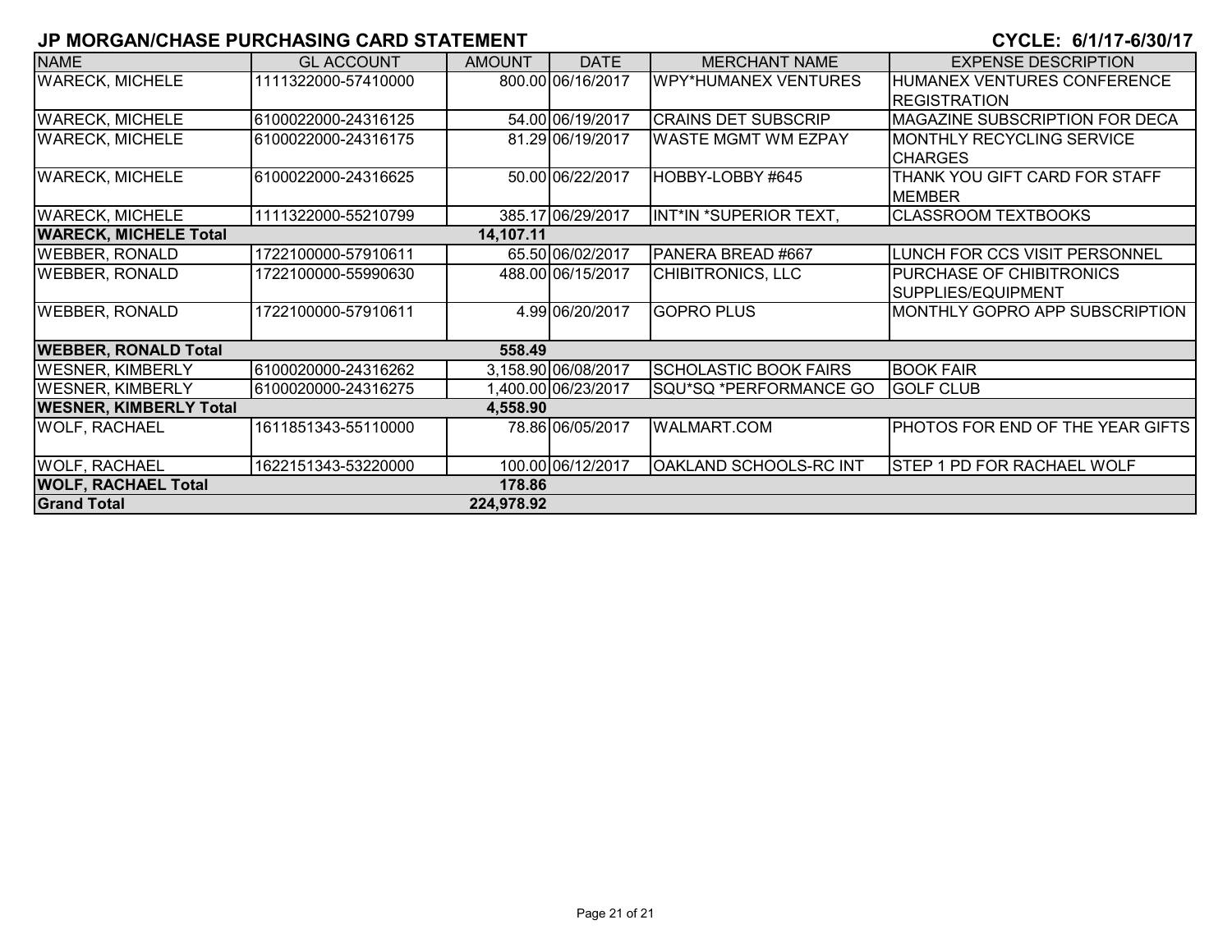## JP MORGAN/CHASE PURCHASING CARD STATEMENT

**CYCLE: 6/1/17-6/30/17**

| NAME | GL ACCOUNT | AMOUNT | DATE | MERCHANT NAME | EXPENSE DESCRIPTION |
|---|---|---|---|---|---|
| WARECK, MICHELE | 1111322000-57410000 | 800.00 | 06/16/2017 | WPY*HUMANEX VENTURES | HUMANEX VENTURES CONFERENCE REGISTRATION |
| WARECK, MICHELE | 6100022000-24316125 | 54.00 | 06/19/2017 | CRAINS DET SUBSCRIP | MAGAZINE SUBSCRIPTION FOR DECA |
| WARECK, MICHELE | 6100022000-24316175 | 81.29 | 06/19/2017 | WASTE MGMT WM EZPAY | MONTHLY RECYCLING SERVICE CHARGES |
| WARECK, MICHELE | 6100022000-24316625 | 50.00 | 06/22/2017 | HOBBY-LOBBY #645 | THANK YOU GIFT CARD FOR STAFF MEMBER |
| WARECK, MICHELE | 1111322000-55210799 | 385.17 | 06/29/2017 | INT*IN *SUPERIOR TEXT, | CLASSROOM TEXTBOOKS |
| **WARECK, MICHELE Total** | | **14,107.11** | | | |
| WEBBER, RONALD | 1722100000-57910611 | 65.50 | 06/02/2017 | PANERA BREAD #667 | LUNCH FOR CCS VISIT PERSONNEL |
| WEBBER, RONALD | 1722100000-55990630 | 488.00 | 06/15/2017 | CHIBITRONICS, LLC | PURCHASE OF CHIBITRONICS SUPPLIES/EQUIPMENT |
| WEBBER, RONALD | 1722100000-57910611 | 4.99 | 06/20/2017 | GOPRO PLUS | MONTHLY GOPRO APP SUBSCRIPTION |
| **WEBBER, RONALD Total** | | **558.49** | | | |
| WESNER, KIMBERLY | 6100020000-24316262 | 3,158.90 | 06/08/2017 | SCHOLASTIC BOOK FAIRS | BOOK FAIR |
| WESNER, KIMBERLY | 6100020000-24316275 | 1,400.00 | 06/23/2017 | SQU*SQ *PERFORMANCE GO | GOLF CLUB |
| **WESNER, KIMBERLY Total** | | **4,558.90** | | | |
| WOLF, RACHAEL | 1611851343-55110000 | 78.86 | 06/05/2017 | WALMART.COM | PHOTOS FOR END OF THE YEAR GIFTS |
| WOLF, RACHAEL | 1622151343-53220000 | 100.00 | 06/12/2017 | OAKLAND SCHOOLS-RC INT | STEP 1 PD FOR RACHAEL WOLF |
| **WOLF, RACHAEL Total** | | **178.86** | | | |
| **Grand Total** | | **224,978.92** | | | |